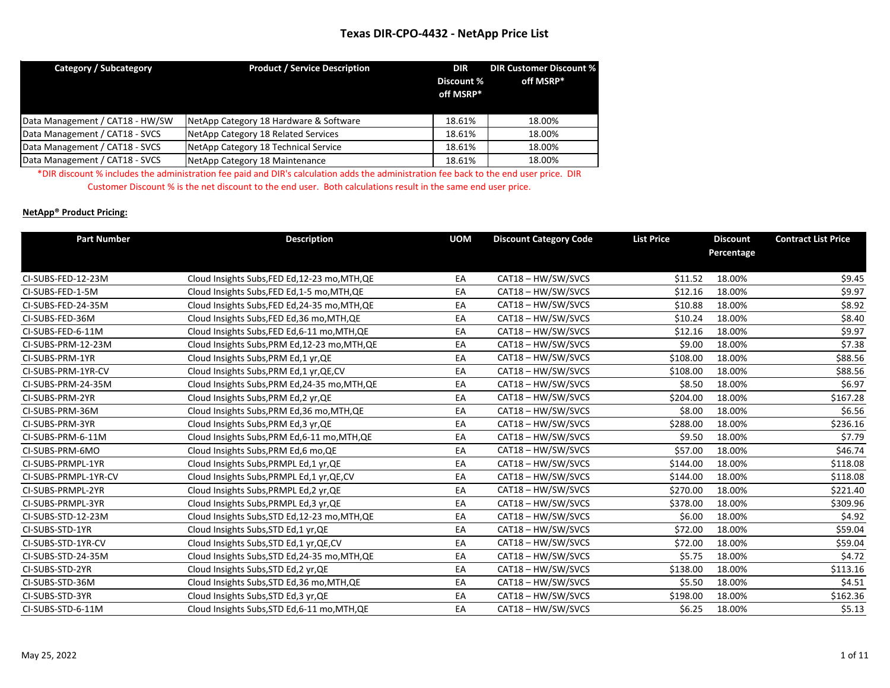# Texas DIR-CPO-4432 - NetApp Price List

| Category / Subcategory | Product / Service Description | DIR Discount % off MSRP* | DIR Customer Discount % off MSRP* |
|---|---|---|---|
| Data Management / CAT18 - HW/SW | NetApp Category 18 Hardware & Software | 18.61% | 18.00% |
| Data Management / CAT18 - SVCS | NetApp Category 18 Related Services | 18.61% | 18.00% |
| Data Management / CAT18 - SVCS | NetApp Category 18 Technical Service | 18.61% | 18.00% |
| Data Management / CAT18 - SVCS | NetApp Category 18 Maintenance | 18.61% | 18.00% |

*DIR discount % includes the administration fee paid and DIR's calculation adds the administration fee back to the end user price. DIR Customer Discount % is the net discount to the end user. Both calculations result in the same end user price.

**NetApp® Product Pricing:**

| Part Number | Description | UOM | Discount Category Code | List Price | Discount Percentage | Contract List Price |
|---|---|---|---|---|---|---|
| CI-SUBS-FED-12-23M | Cloud Insights Subs,FED Ed,12-23 mo,MTH,QE | EA | CAT18 – HW/SW/SVCS | $11.52 | 18.00% | $9.45 |
| CI-SUBS-FED-1-5M | Cloud Insights Subs,FED Ed,1-5 mo,MTH,QE | EA | CAT18 – HW/SW/SVCS | $12.16 | 18.00% | $9.97 |
| CI-SUBS-FED-24-35M | Cloud Insights Subs,FED Ed,24-35 mo,MTH,QE | EA | CAT18 – HW/SW/SVCS | $10.88 | 18.00% | $8.92 |
| CI-SUBS-FED-36M | Cloud Insights Subs,FED Ed,36 mo,MTH,QE | EA | CAT18 – HW/SW/SVCS | $10.24 | 18.00% | $8.40 |
| CI-SUBS-FED-6-11M | Cloud Insights Subs,FED Ed,6-11 mo,MTH,QE | EA | CAT18 – HW/SW/SVCS | $12.16 | 18.00% | $9.97 |
| CI-SUBS-PRM-12-23M | Cloud Insights Subs,PRM Ed,12-23 mo,MTH,QE | EA | CAT18 – HW/SW/SVCS | $9.00 | 18.00% | $7.38 |
| CI-SUBS-PRM-1YR | Cloud Insights Subs,PRM Ed,1 yr,QE | EA | CAT18 – HW/SW/SVCS | $108.00 | 18.00% | $88.56 |
| CI-SUBS-PRM-1YR-CV | Cloud Insights Subs,PRM Ed,1 yr,QE,CV | EA | CAT18 – HW/SW/SVCS | $108.00 | 18.00% | $88.56 |
| CI-SUBS-PRM-24-35M | Cloud Insights Subs,PRM Ed,24-35 mo,MTH,QE | EA | CAT18 – HW/SW/SVCS | $8.50 | 18.00% | $6.97 |
| CI-SUBS-PRM-2YR | Cloud Insights Subs,PRM Ed,2 yr,QE | EA | CAT18 – HW/SW/SVCS | $204.00 | 18.00% | $167.28 |
| CI-SUBS-PRM-36M | Cloud Insights Subs,PRM Ed,36 mo,MTH,QE | EA | CAT18 – HW/SW/SVCS | $8.00 | 18.00% | $6.56 |
| CI-SUBS-PRM-3YR | Cloud Insights Subs,PRM Ed,3 yr,QE | EA | CAT18 – HW/SW/SVCS | $288.00 | 18.00% | $236.16 |
| CI-SUBS-PRM-6-11M | Cloud Insights Subs,PRM Ed,6-11 mo,MTH,QE | EA | CAT18 – HW/SW/SVCS | $9.50 | 18.00% | $7.79 |
| CI-SUBS-PRM-6MO | Cloud Insights Subs,PRM Ed,6 mo,QE | EA | CAT18 – HW/SW/SVCS | $57.00 | 18.00% | $46.74 |
| CI-SUBS-PRMPL-1YR | Cloud Insights Subs,PRMPL Ed,1 yr,QE | EA | CAT18 – HW/SW/SVCS | $144.00 | 18.00% | $118.08 |
| CI-SUBS-PRMPL-1YR-CV | Cloud Insights Subs,PRMPL Ed,1 yr,QE,CV | EA | CAT18 – HW/SW/SVCS | $144.00 | 18.00% | $118.08 |
| CI-SUBS-PRMPL-2YR | Cloud Insights Subs,PRMPL Ed,2 yr,QE | EA | CAT18 – HW/SW/SVCS | $270.00 | 18.00% | $221.40 |
| CI-SUBS-PRMPL-3YR | Cloud Insights Subs,PRMPL Ed,3 yr,QE | EA | CAT18 – HW/SW/SVCS | $378.00 | 18.00% | $309.96 |
| CI-SUBS-STD-12-23M | Cloud Insights Subs,STD Ed,12-23 mo,MTH,QE | EA | CAT18 – HW/SW/SVCS | $6.00 | 18.00% | $4.92 |
| CI-SUBS-STD-1YR | Cloud Insights Subs,STD Ed,1 yr,QE | EA | CAT18 – HW/SW/SVCS | $72.00 | 18.00% | $59.04 |
| CI-SUBS-STD-1YR-CV | Cloud Insights Subs,STD Ed,1 yr,QE,CV | EA | CAT18 – HW/SW/SVCS | $72.00 | 18.00% | $59.04 |
| CI-SUBS-STD-24-35M | Cloud Insights Subs,STD Ed,24-35 mo,MTH,QE | EA | CAT18 – HW/SW/SVCS | $5.75 | 18.00% | $4.72 |
| CI-SUBS-STD-2YR | Cloud Insights Subs,STD Ed,2 yr,QE | EA | CAT18 – HW/SW/SVCS | $138.00 | 18.00% | $113.16 |
| CI-SUBS-STD-36M | Cloud Insights Subs,STD Ed,36 mo,MTH,QE | EA | CAT18 – HW/SW/SVCS | $5.50 | 18.00% | $4.51 |
| CI-SUBS-STD-3YR | Cloud Insights Subs,STD Ed,3 yr,QE | EA | CAT18 – HW/SW/SVCS | $198.00 | 18.00% | $162.36 |
| CI-SUBS-STD-6-11M | Cloud Insights Subs,STD Ed,6-11 mo,MTH,QE | EA | CAT18 – HW/SW/SVCS | $6.25 | 18.00% | $5.13 |

May 25, 2022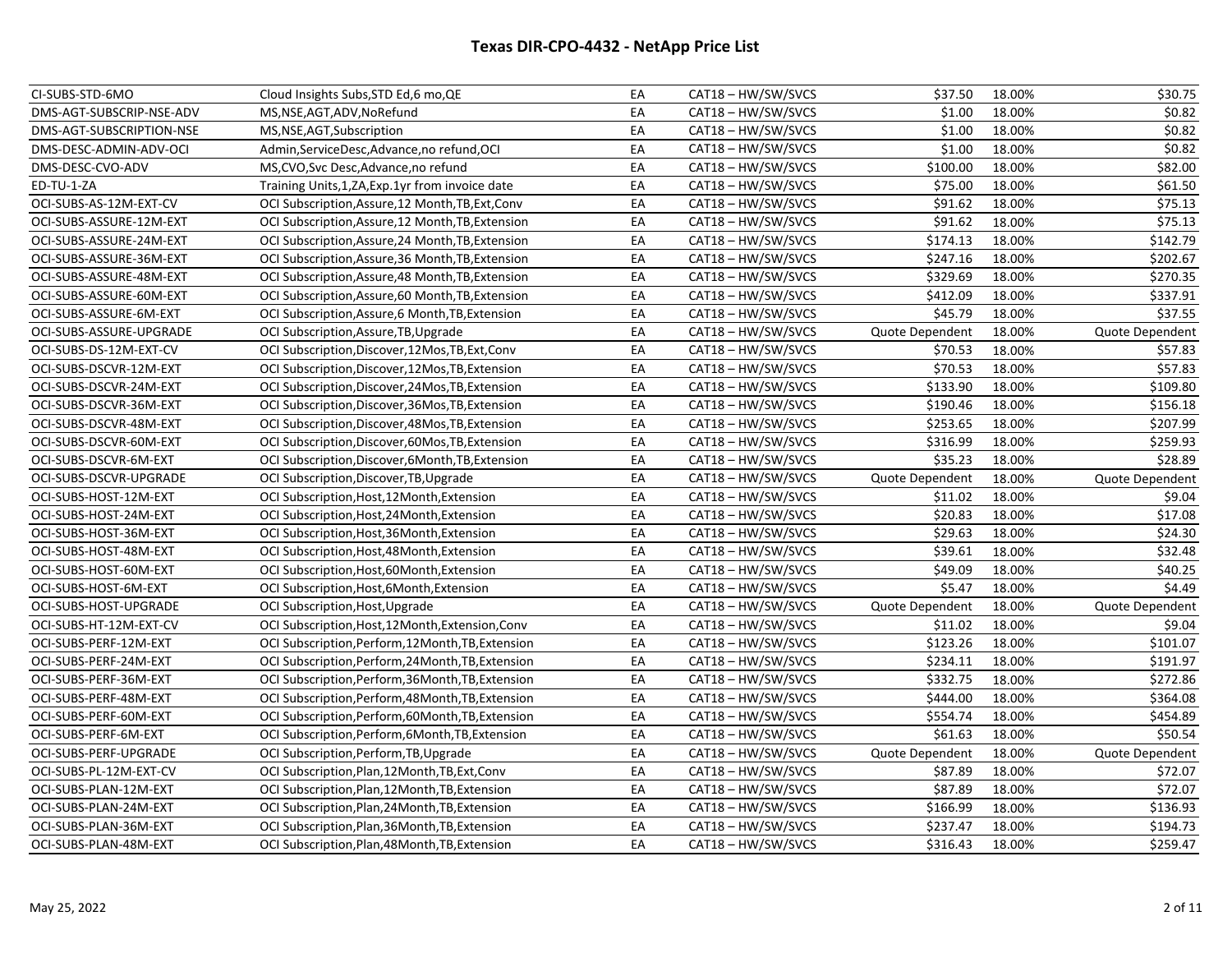# Texas DIR-CPO-4432 - NetApp Price List

| | | | | | | |
|---|---|---|---|---|---|---|
| CI-SUBS-STD-6MO | Cloud Insights Subs,STD Ed,6 mo,QE | EA | CAT18 – HW/SW/SVCS | $37.50 | 18.00% | $30.75 |
| DMS-AGT-SUBSCRIP-NSE-ADV | MS,NSE,AGT,ADV,NoRefund | EA | CAT18 – HW/SW/SVCS | $1.00 | 18.00% | $0.82 |
| DMS-AGT-SUBSCRIPTION-NSE | MS,NSE,AGT,Subscription | EA | CAT18 – HW/SW/SVCS | $1.00 | 18.00% | $0.82 |
| DMS-DESC-ADMIN-ADV-OCI | Admin,ServiceDesc,Advance,no refund,OCI | EA | CAT18 – HW/SW/SVCS | $1.00 | 18.00% | $0.82 |
| DMS-DESC-CVO-ADV | MS,CVO,Svc Desc,Advance,no refund | EA | CAT18 – HW/SW/SVCS | $100.00 | 18.00% | $82.00 |
| ED-TU-1-ZA | Training Units,1,ZA,Exp.1yr from invoice date | EA | CAT18 – HW/SW/SVCS | $75.00 | 18.00% | $61.50 |
| OCI-SUBS-AS-12M-EXT-CV | OCI Subscription,Assure,12 Month,TB,Ext,Conv | EA | CAT18 – HW/SW/SVCS | $91.62 | 18.00% | $75.13 |
| OCI-SUBS-ASSURE-12M-EXT | OCI Subscription,Assure,12 Month,TB,Extension | EA | CAT18 – HW/SW/SVCS | $91.62 | 18.00% | $75.13 |
| OCI-SUBS-ASSURE-24M-EXT | OCI Subscription,Assure,24 Month,TB,Extension | EA | CAT18 – HW/SW/SVCS | $174.13 | 18.00% | $142.79 |
| OCI-SUBS-ASSURE-36M-EXT | OCI Subscription,Assure,36 Month,TB,Extension | EA | CAT18 – HW/SW/SVCS | $247.16 | 18.00% | $202.67 |
| OCI-SUBS-ASSURE-48M-EXT | OCI Subscription,Assure,48 Month,TB,Extension | EA | CAT18 – HW/SW/SVCS | $329.69 | 18.00% | $270.35 |
| OCI-SUBS-ASSURE-60M-EXT | OCI Subscription,Assure,60 Month,TB,Extension | EA | CAT18 – HW/SW/SVCS | $412.09 | 18.00% | $337.91 |
| OCI-SUBS-ASSURE-6M-EXT | OCI Subscription,Assure,6 Month,TB,Extension | EA | CAT18 – HW/SW/SVCS | $45.79 | 18.00% | $37.55 |
| OCI-SUBS-ASSURE-UPGRADE | OCI Subscription,Assure,TB,Upgrade | EA | CAT18 – HW/SW/SVCS | Quote Dependent | 18.00% | Quote Dependent |
| OCI-SUBS-DS-12M-EXT-CV | OCI Subscription,Discover,12Mos,TB,Ext,Conv | EA | CAT18 – HW/SW/SVCS | $70.53 | 18.00% | $57.83 |
| OCI-SUBS-DSCVR-12M-EXT | OCI Subscription,Discover,12Mos,TB,Extension | EA | CAT18 – HW/SW/SVCS | $70.53 | 18.00% | $57.83 |
| OCI-SUBS-DSCVR-24M-EXT | OCI Subscription,Discover,24Mos,TB,Extension | EA | CAT18 – HW/SW/SVCS | $133.90 | 18.00% | $109.80 |
| OCI-SUBS-DSCVR-36M-EXT | OCI Subscription,Discover,36Mos,TB,Extension | EA | CAT18 – HW/SW/SVCS | $190.46 | 18.00% | $156.18 |
| OCI-SUBS-DSCVR-48M-EXT | OCI Subscription,Discover,48Mos,TB,Extension | EA | CAT18 – HW/SW/SVCS | $253.65 | 18.00% | $207.99 |
| OCI-SUBS-DSCVR-60M-EXT | OCI Subscription,Discover,60Mos,TB,Extension | EA | CAT18 – HW/SW/SVCS | $316.99 | 18.00% | $259.93 |
| OCI-SUBS-DSCVR-6M-EXT | OCI Subscription,Discover,6Month,TB,Extension | EA | CAT18 – HW/SW/SVCS | $35.23 | 18.00% | $28.89 |
| OCI-SUBS-DSCVR-UPGRADE | OCI Subscription,Discover,TB,Upgrade | EA | CAT18 – HW/SW/SVCS | Quote Dependent | 18.00% | Quote Dependent |
| OCI-SUBS-HOST-12M-EXT | OCI Subscription,Host,12Month,Extension | EA | CAT18 – HW/SW/SVCS | $11.02 | 18.00% | $9.04 |
| OCI-SUBS-HOST-24M-EXT | OCI Subscription,Host,24Month,Extension | EA | CAT18 – HW/SW/SVCS | $20.83 | 18.00% | $17.08 |
| OCI-SUBS-HOST-36M-EXT | OCI Subscription,Host,36Month,Extension | EA | CAT18 – HW/SW/SVCS | $29.63 | 18.00% | $24.30 |
| OCI-SUBS-HOST-48M-EXT | OCI Subscription,Host,48Month,Extension | EA | CAT18 – HW/SW/SVCS | $39.61 | 18.00% | $32.48 |
| OCI-SUBS-HOST-60M-EXT | OCI Subscription,Host,60Month,Extension | EA | CAT18 – HW/SW/SVCS | $49.09 | 18.00% | $40.25 |
| OCI-SUBS-HOST-6M-EXT | OCI Subscription,Host,6Month,Extension | EA | CAT18 – HW/SW/SVCS | $5.47 | 18.00% | $4.49 |
| OCI-SUBS-HOST-UPGRADE | OCI Subscription,Host,Upgrade | EA | CAT18 – HW/SW/SVCS | Quote Dependent | 18.00% | Quote Dependent |
| OCI-SUBS-HT-12M-EXT-CV | OCI Subscription,Host,12Month,Extension,Conv | EA | CAT18 – HW/SW/SVCS | $11.02 | 18.00% | $9.04 |
| OCI-SUBS-PERF-12M-EXT | OCI Subscription,Perform,12Month,TB,Extension | EA | CAT18 – HW/SW/SVCS | $123.26 | 18.00% | $101.07 |
| OCI-SUBS-PERF-24M-EXT | OCI Subscription,Perform,24Month,TB,Extension | EA | CAT18 – HW/SW/SVCS | $234.11 | 18.00% | $191.97 |
| OCI-SUBS-PERF-36M-EXT | OCI Subscription,Perform,36Month,TB,Extension | EA | CAT18 – HW/SW/SVCS | $332.75 | 18.00% | $272.86 |
| OCI-SUBS-PERF-48M-EXT | OCI Subscription,Perform,48Month,TB,Extension | EA | CAT18 – HW/SW/SVCS | $444.00 | 18.00% | $364.08 |
| OCI-SUBS-PERF-60M-EXT | OCI Subscription,Perform,60Month,TB,Extension | EA | CAT18 – HW/SW/SVCS | $554.74 | 18.00% | $454.89 |
| OCI-SUBS-PERF-6M-EXT | OCI Subscription,Perform,6Month,TB,Extension | EA | CAT18 – HW/SW/SVCS | $61.63 | 18.00% | $50.54 |
| OCI-SUBS-PERF-UPGRADE | OCI Subscription,Perform,TB,Upgrade | EA | CAT18 – HW/SW/SVCS | Quote Dependent | 18.00% | Quote Dependent |
| OCI-SUBS-PL-12M-EXT-CV | OCI Subscription,Plan,12Month,TB,Ext,Conv | EA | CAT18 – HW/SW/SVCS | $87.89 | 18.00% | $72.07 |
| OCI-SUBS-PLAN-12M-EXT | OCI Subscription,Plan,12Month,TB,Extension | EA | CAT18 – HW/SW/SVCS | $87.89 | 18.00% | $72.07 |
| OCI-SUBS-PLAN-24M-EXT | OCI Subscription,Plan,24Month,TB,Extension | EA | CAT18 – HW/SW/SVCS | $166.99 | 18.00% | $136.93 |
| OCI-SUBS-PLAN-36M-EXT | OCI Subscription,Plan,36Month,TB,Extension | EA | CAT18 – HW/SW/SVCS | $237.47 | 18.00% | $194.73 |
| OCI-SUBS-PLAN-48M-EXT | OCI Subscription,Plan,48Month,TB,Extension | EA | CAT18 – HW/SW/SVCS | $316.43 | 18.00% | $259.47 |

May 25, 2022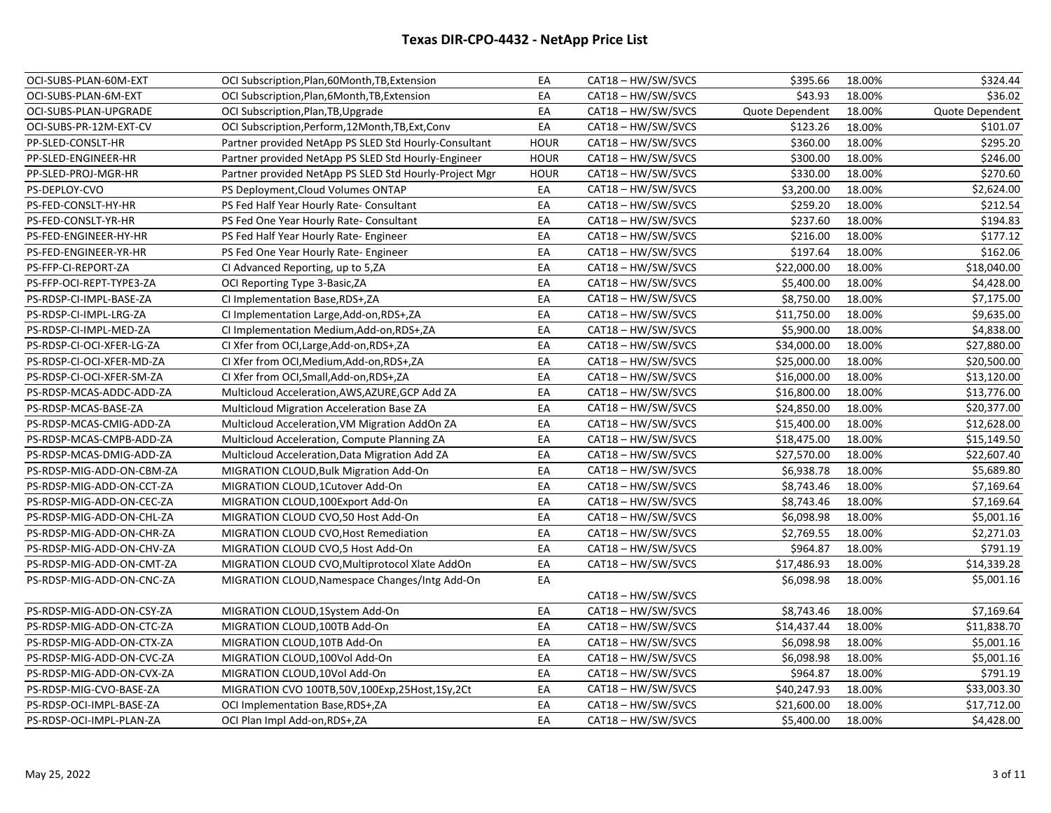# Texas DIR-CPO-4432 - NetApp Price List

| | | | | | | |
|---|---|---|---|---|---|---|
| OCI-SUBS-PLAN-60M-EXT | OCI Subscription,Plan,60Month,TB,Extension | EA | CAT18 – HW/SW/SVCS | $395.66 | 18.00% | $324.44 |
| OCI-SUBS-PLAN-6M-EXT | OCI Subscription,Plan,6Month,TB,Extension | EA | CAT18 – HW/SW/SVCS | $43.93 | 18.00% | $36.02 |
| OCI-SUBS-PLAN-UPGRADE | OCI Subscription,Plan,TB,Upgrade | EA | CAT18 – HW/SW/SVCS | Quote Dependent | 18.00% | Quote Dependent |
| OCI-SUBS-PR-12M-EXT-CV | OCI Subscription,Perform,12Month,TB,Ext,Conv | EA | CAT18 – HW/SW/SVCS | $123.26 | 18.00% | $101.07 |
| PP-SLED-CONSLT-HR | Partner provided NetApp PS SLED Std Hourly-Consultant | HOUR | CAT18 – HW/SW/SVCS | $360.00 | 18.00% | $295.20 |
| PP-SLED-ENGINEER-HR | Partner provided NetApp PS SLED Std Hourly-Engineer | HOUR | CAT18 – HW/SW/SVCS | $300.00 | 18.00% | $246.00 |
| PP-SLED-PROJ-MGR-HR | Partner provided NetApp PS SLED Std Hourly-Project Mgr | HOUR | CAT18 – HW/SW/SVCS | $330.00 | 18.00% | $270.60 |
| PS-DEPLOY-CVO | PS Deployment,Cloud Volumes ONTAP | EA | CAT18 – HW/SW/SVCS | $3,200.00 | 18.00% | $2,624.00 |
| PS-FED-CONSLT-HY-HR | PS Fed Half Year Hourly Rate- Consultant | EA | CAT18 – HW/SW/SVCS | $259.20 | 18.00% | $212.54 |
| PS-FED-CONSLT-YR-HR | PS Fed One Year Hourly Rate- Consultant | EA | CAT18 – HW/SW/SVCS | $237.60 | 18.00% | $194.83 |
| PS-FED-ENGINEER-HY-HR | PS Fed Half Year Hourly Rate- Engineer | EA | CAT18 – HW/SW/SVCS | $216.00 | 18.00% | $177.12 |
| PS-FED-ENGINEER-YR-HR | PS Fed One Year Hourly Rate- Engineer | EA | CAT18 – HW/SW/SVCS | $197.64 | 18.00% | $162.06 |
| PS-FFP-CI-REPORT-ZA | CI Advanced Reporting, up to 5,ZA | EA | CAT18 – HW/SW/SVCS | $22,000.00 | 18.00% | $18,040.00 |
| PS-FFP-OCI-REPT-TYPE3-ZA | OCI Reporting Type 3-Basic,ZA | EA | CAT18 – HW/SW/SVCS | $5,400.00 | 18.00% | $4,428.00 |
| PS-RDSP-CI-IMPL-BASE-ZA | CI Implementation Base,RDS+,ZA | EA | CAT18 – HW/SW/SVCS | $8,750.00 | 18.00% | $7,175.00 |
| PS-RDSP-CI-IMPL-LRG-ZA | CI Implementation Large,Add-on,RDS+,ZA | EA | CAT18 – HW/SW/SVCS | $11,750.00 | 18.00% | $9,635.00 |
| PS-RDSP-CI-IMPL-MED-ZA | CI Implementation Medium,Add-on,RDS+,ZA | EA | CAT18 – HW/SW/SVCS | $5,900.00 | 18.00% | $4,838.00 |
| PS-RDSP-CI-OCI-XFER-LG-ZA | CI Xfer from OCI,Large,Add-on,RDS+,ZA | EA | CAT18 – HW/SW/SVCS | $34,000.00 | 18.00% | $27,880.00 |
| PS-RDSP-CI-OCI-XFER-MD-ZA | CI Xfer from OCI,Medium,Add-on,RDS+,ZA | EA | CAT18 – HW/SW/SVCS | $25,000.00 | 18.00% | $20,500.00 |
| PS-RDSP-CI-OCI-XFER-SM-ZA | CI Xfer from OCI,Small,Add-on,RDS+,ZA | EA | CAT18 – HW/SW/SVCS | $16,000.00 | 18.00% | $13,120.00 |
| PS-RDSP-MCAS-ADDC-ADD-ZA | Multicloud Acceleration,AWS,AZURE,GCP Add ZA | EA | CAT18 – HW/SW/SVCS | $16,800.00 | 18.00% | $13,776.00 |
| PS-RDSP-MCAS-BASE-ZA | Multicloud Migration Acceleration Base ZA | EA | CAT18 – HW/SW/SVCS | $24,850.00 | 18.00% | $20,377.00 |
| PS-RDSP-MCAS-CMIG-ADD-ZA | Multicloud Acceleration,VM Migration AddOn ZA | EA | CAT18 – HW/SW/SVCS | $15,400.00 | 18.00% | $12,628.00 |
| PS-RDSP-MCAS-CMPB-ADD-ZA | Multicloud Acceleration, Compute Planning ZA | EA | CAT18 – HW/SW/SVCS | $18,475.00 | 18.00% | $15,149.50 |
| PS-RDSP-MCAS-DMIG-ADD-ZA | Multicloud Acceleration,Data Migration Add ZA | EA | CAT18 – HW/SW/SVCS | $27,570.00 | 18.00% | $22,607.40 |
| PS-RDSP-MIG-ADD-ON-CBM-ZA | MIGRATION CLOUD,Bulk Migration Add-On | EA | CAT18 – HW/SW/SVCS | $6,938.78 | 18.00% | $5,689.80 |
| PS-RDSP-MIG-ADD-ON-CCT-ZA | MIGRATION CLOUD,1Cutover Add-On | EA | CAT18 – HW/SW/SVCS | $8,743.46 | 18.00% | $7,169.64 |
| PS-RDSP-MIG-ADD-ON-CEC-ZA | MIGRATION CLOUD,100Export Add-On | EA | CAT18 – HW/SW/SVCS | $8,743.46 | 18.00% | $7,169.64 |
| PS-RDSP-MIG-ADD-ON-CHL-ZA | MIGRATION CLOUD CVO,50 Host Add-On | EA | CAT18 – HW/SW/SVCS | $6,098.98 | 18.00% | $5,001.16 |
| PS-RDSP-MIG-ADD-ON-CHR-ZA | MIGRATION CLOUD CVO,Host Remediation | EA | CAT18 – HW/SW/SVCS | $2,769.55 | 18.00% | $2,271.03 |
| PS-RDSP-MIG-ADD-ON-CHV-ZA | MIGRATION CLOUD CVO,5 Host Add-On | EA | CAT18 – HW/SW/SVCS | $964.87 | 18.00% | $791.19 |
| PS-RDSP-MIG-ADD-ON-CMT-ZA | MIGRATION CLOUD CVO,Multiprotocol Xlate AddOn | EA | CAT18 – HW/SW/SVCS | $17,486.93 | 18.00% | $14,339.28 |
| PS-RDSP-MIG-ADD-ON-CNC-ZA | MIGRATION CLOUD,Namespace Changes/Intg Add-On | EA | CAT18 – HW/SW/SVCS | $6,098.98 | 18.00% | $5,001.16 |
| PS-RDSP-MIG-ADD-ON-CSY-ZA | MIGRATION CLOUD,1System Add-On | EA | CAT18 – HW/SW/SVCS | $8,743.46 | 18.00% | $7,169.64 |
| PS-RDSP-MIG-ADD-ON-CTC-ZA | MIGRATION CLOUD,100TB Add-On | EA | CAT18 – HW/SW/SVCS | $14,437.44 | 18.00% | $11,838.70 |
| PS-RDSP-MIG-ADD-ON-CTX-ZA | MIGRATION CLOUD,10TB Add-On | EA | CAT18 – HW/SW/SVCS | $6,098.98 | 18.00% | $5,001.16 |
| PS-RDSP-MIG-ADD-ON-CVC-ZA | MIGRATION CLOUD,100Vol Add-On | EA | CAT18 – HW/SW/SVCS | $6,098.98 | 18.00% | $5,001.16 |
| PS-RDSP-MIG-ADD-ON-CVX-ZA | MIGRATION CLOUD,10Vol Add-On | EA | CAT18 – HW/SW/SVCS | $964.87 | 18.00% | $791.19 |
| PS-RDSP-MIG-CVO-BASE-ZA | MIGRATION CVO 100TB,50V,100Exp,25Host,1Sy,2Ct | EA | CAT18 – HW/SW/SVCS | $40,247.93 | 18.00% | $33,003.30 |
| PS-RDSP-OCI-IMPL-BASE-ZA | OCI Implementation Base,RDS+,ZA | EA | CAT18 – HW/SW/SVCS | $21,600.00 | 18.00% | $17,712.00 |
| PS-RDSP-OCI-IMPL-PLAN-ZA | OCI Plan Impl Add-on,RDS+,ZA | EA | CAT18 – HW/SW/SVCS | $5,400.00 | 18.00% | $4,428.00 |

May 25, 2022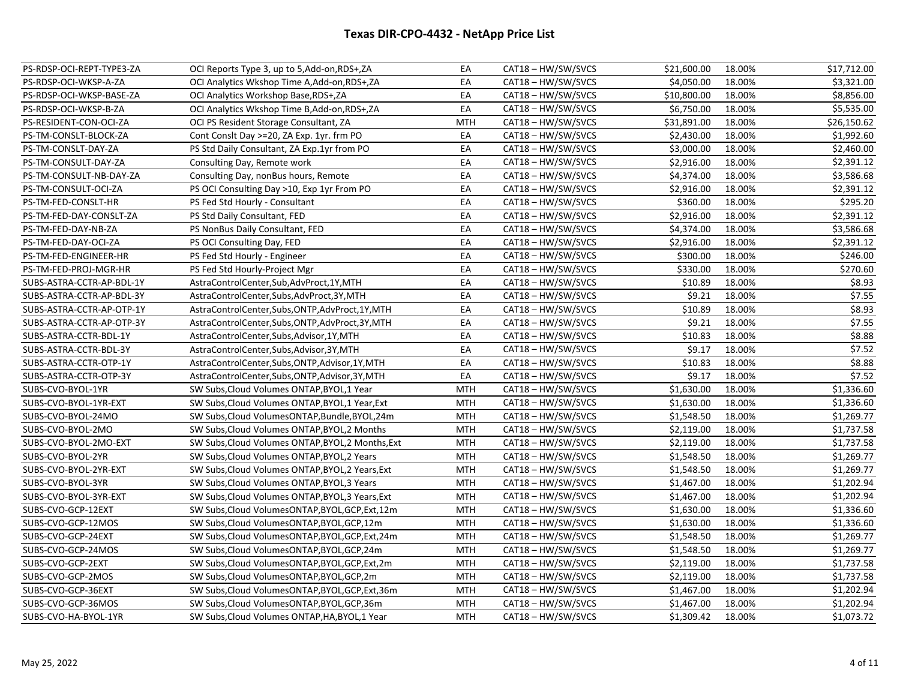# Texas DIR-CPO-4432 - NetApp Price List

| | | | | | | |
|---|---|---|---|---|---|---|
| PS-RDSP-OCI-REPT-TYPE3-ZA | OCI Reports Type 3, up to 5,Add-on,RDS+,ZA | EA | CAT18 – HW/SW/SVCS | $21,600.00 | 18.00% | $17,712.00 |
| PS-RDSP-OCI-WKSP-A-ZA | OCI Analytics Wkshop Time A,Add-on,RDS+,ZA | EA | CAT18 – HW/SW/SVCS | $4,050.00 | 18.00% | $3,321.00 |
| PS-RDSP-OCI-WKSP-BASE-ZA | OCI Analytics Workshop Base,RDS+,ZA | EA | CAT18 – HW/SW/SVCS | $10,800.00 | 18.00% | $8,856.00 |
| PS-RDSP-OCI-WKSP-B-ZA | OCI Analytics Wkshop Time B,Add-on,RDS+,ZA | EA | CAT18 – HW/SW/SVCS | $6,750.00 | 18.00% | $5,535.00 |
| PS-RESIDENT-CON-OCI-ZA | OCI PS Resident Storage Consultant, ZA | MTH | CAT18 – HW/SW/SVCS | $31,891.00 | 18.00% | $26,150.62 |
| PS-TM-CONSLT-BLOCK-ZA | Cont Conslt Day >=20, ZA Exp. 1yr. frm PO | EA | CAT18 – HW/SW/SVCS | $2,430.00 | 18.00% | $1,992.60 |
| PS-TM-CONSLT-DAY-ZA | PS Std Daily Consultant, ZA Exp.1yr from PO | EA | CAT18 – HW/SW/SVCS | $3,000.00 | 18.00% | $2,460.00 |
| PS-TM-CONSULT-DAY-ZA | Consulting Day, Remote work | EA | CAT18 – HW/SW/SVCS | $2,916.00 | 18.00% | $2,391.12 |
| PS-TM-CONSULT-NB-DAY-ZA | Consulting Day, nonBus hours, Remote | EA | CAT18 – HW/SW/SVCS | $4,374.00 | 18.00% | $3,586.68 |
| PS-TM-CONSULT-OCI-ZA | PS OCI Consulting Day >10, Exp 1yr From PO | EA | CAT18 – HW/SW/SVCS | $2,916.00 | 18.00% | $2,391.12 |
| PS-TM-FED-CONSLT-HR | PS Fed Std Hourly - Consultant | EA | CAT18 – HW/SW/SVCS | $360.00 | 18.00% | $295.20 |
| PS-TM-FED-DAY-CONSLT-ZA | PS Std Daily Consultant, FED | EA | CAT18 – HW/SW/SVCS | $2,916.00 | 18.00% | $2,391.12 |
| PS-TM-FED-DAY-NB-ZA | PS NonBus Daily Consultant, FED | EA | CAT18 – HW/SW/SVCS | $4,374.00 | 18.00% | $3,586.68 |
| PS-TM-FED-DAY-OCI-ZA | PS OCI Consulting Day, FED | EA | CAT18 – HW/SW/SVCS | $2,916.00 | 18.00% | $2,391.12 |
| PS-TM-FED-ENGINEER-HR | PS Fed Std Hourly - Engineer | EA | CAT18 – HW/SW/SVCS | $300.00 | 18.00% | $246.00 |
| PS-TM-FED-PROJ-MGR-HR | PS Fed Std Hourly-Project Mgr | EA | CAT18 – HW/SW/SVCS | $330.00 | 18.00% | $270.60 |
| SUBS-ASTRA-CCTR-AP-BDL-1Y | AstraControlCenter,Sub,AdvProct,1Y,MTH | EA | CAT18 – HW/SW/SVCS | $10.89 | 18.00% | $8.93 |
| SUBS-ASTRA-CCTR-AP-BDL-3Y | AstraControlCenter,Subs,AdvProct,3Y,MTH | EA | CAT18 – HW/SW/SVCS | $9.21 | 18.00% | $7.55 |
| SUBS-ASTRA-CCTR-AP-OTP-1Y | AstraControlCenter,Subs,ONTP,AdvProct,1Y,MTH | EA | CAT18 – HW/SW/SVCS | $10.89 | 18.00% | $8.93 |
| SUBS-ASTRA-CCTR-AP-OTP-3Y | AstraControlCenter,Subs,ONTP,AdvProct,3Y,MTH | EA | CAT18 – HW/SW/SVCS | $9.21 | 18.00% | $7.55 |
| SUBS-ASTRA-CCTR-BDL-1Y | AstraControlCenter,Subs,Advisor,1Y,MTH | EA | CAT18 – HW/SW/SVCS | $10.83 | 18.00% | $8.88 |
| SUBS-ASTRA-CCTR-BDL-3Y | AstraControlCenter,Subs,Advisor,3Y,MTH | EA | CAT18 – HW/SW/SVCS | $9.17 | 18.00% | $7.52 |
| SUBS-ASTRA-CCTR-OTP-1Y | AstraControlCenter,Subs,ONTP,Advisor,1Y,MTH | EA | CAT18 – HW/SW/SVCS | $10.83 | 18.00% | $8.88 |
| SUBS-ASTRA-CCTR-OTP-3Y | AstraControlCenter,Subs,ONTP,Advisor,3Y,MTH | EA | CAT18 – HW/SW/SVCS | $9.17 | 18.00% | $7.52 |
| SUBS-CVO-BYOL-1YR | SW Subs,Cloud Volumes ONTAP,BYOL,1 Year | MTH | CAT18 – HW/SW/SVCS | $1,630.00 | 18.00% | $1,336.60 |
| SUBS-CVO-BYOL-1YR-EXT | SW Subs,Cloud Volumes ONTAP,BYOL,1 Year,Ext | MTH | CAT18 – HW/SW/SVCS | $1,630.00 | 18.00% | $1,336.60 |
| SUBS-CVO-BYOL-24MO | SW Subs,Cloud VolumesONTAP,Bundle,BYOL,24m | MTH | CAT18 – HW/SW/SVCS | $1,548.50 | 18.00% | $1,269.77 |
| SUBS-CVO-BYOL-2MO | SW Subs,Cloud Volumes ONTAP,BYOL,2 Months | MTH | CAT18 – HW/SW/SVCS | $2,119.00 | 18.00% | $1,737.58 |
| SUBS-CVO-BYOL-2MO-EXT | SW Subs,Cloud Volumes ONTAP,BYOL,2 Months,Ext | MTH | CAT18 – HW/SW/SVCS | $2,119.00 | 18.00% | $1,737.58 |
| SUBS-CVO-BYOL-2YR | SW Subs,Cloud Volumes ONTAP,BYOL,2 Years | MTH | CAT18 – HW/SW/SVCS | $1,548.50 | 18.00% | $1,269.77 |
| SUBS-CVO-BYOL-2YR-EXT | SW Subs,Cloud Volumes ONTAP,BYOL,2 Years,Ext | MTH | CAT18 – HW/SW/SVCS | $1,548.50 | 18.00% | $1,269.77 |
| SUBS-CVO-BYOL-3YR | SW Subs,Cloud Volumes ONTAP,BYOL,3 Years | MTH | CAT18 – HW/SW/SVCS | $1,467.00 | 18.00% | $1,202.94 |
| SUBS-CVO-BYOL-3YR-EXT | SW Subs,Cloud Volumes ONTAP,BYOL,3 Years,Ext | MTH | CAT18 – HW/SW/SVCS | $1,467.00 | 18.00% | $1,202.94 |
| SUBS-CVO-GCP-12EXT | SW Subs,Cloud VolumesONTAP,BYOL,GCP,Ext,12m | MTH | CAT18 – HW/SW/SVCS | $1,630.00 | 18.00% | $1,336.60 |
| SUBS-CVO-GCP-12MOS | SW Subs,Cloud VolumesONTAP,BYOL,GCP,12m | MTH | CAT18 – HW/SW/SVCS | $1,630.00 | 18.00% | $1,336.60 |
| SUBS-CVO-GCP-24EXT | SW Subs,Cloud VolumesONTAP,BYOL,GCP,Ext,24m | MTH | CAT18 – HW/SW/SVCS | $1,548.50 | 18.00% | $1,269.77 |
| SUBS-CVO-GCP-24MOS | SW Subs,Cloud VolumesONTAP,BYOL,GCP,24m | MTH | CAT18 – HW/SW/SVCS | $1,548.50 | 18.00% | $1,269.77 |
| SUBS-CVO-GCP-2EXT | SW Subs,Cloud VolumesONTAP,BYOL,GCP,Ext,2m | MTH | CAT18 – HW/SW/SVCS | $2,119.00 | 18.00% | $1,737.58 |
| SUBS-CVO-GCP-2MOS | SW Subs,Cloud VolumesONTAP,BYOL,GCP,2m | MTH | CAT18 – HW/SW/SVCS | $2,119.00 | 18.00% | $1,737.58 |
| SUBS-CVO-GCP-36EXT | SW Subs,Cloud VolumesONTAP,BYOL,GCP,Ext,36m | MTH | CAT18 – HW/SW/SVCS | $1,467.00 | 18.00% | $1,202.94 |
| SUBS-CVO-GCP-36MOS | SW Subs,Cloud VolumesONTAP,BYOL,GCP,36m | MTH | CAT18 – HW/SW/SVCS | $1,467.00 | 18.00% | $1,202.94 |
| SUBS-CVO-HA-BYOL-1YR | SW Subs,Cloud Volumes ONTAP,HA,BYOL,1 Year | MTH | CAT18 – HW/SW/SVCS | $1,309.42 | 18.00% | $1,073.72 |

May 25, 2022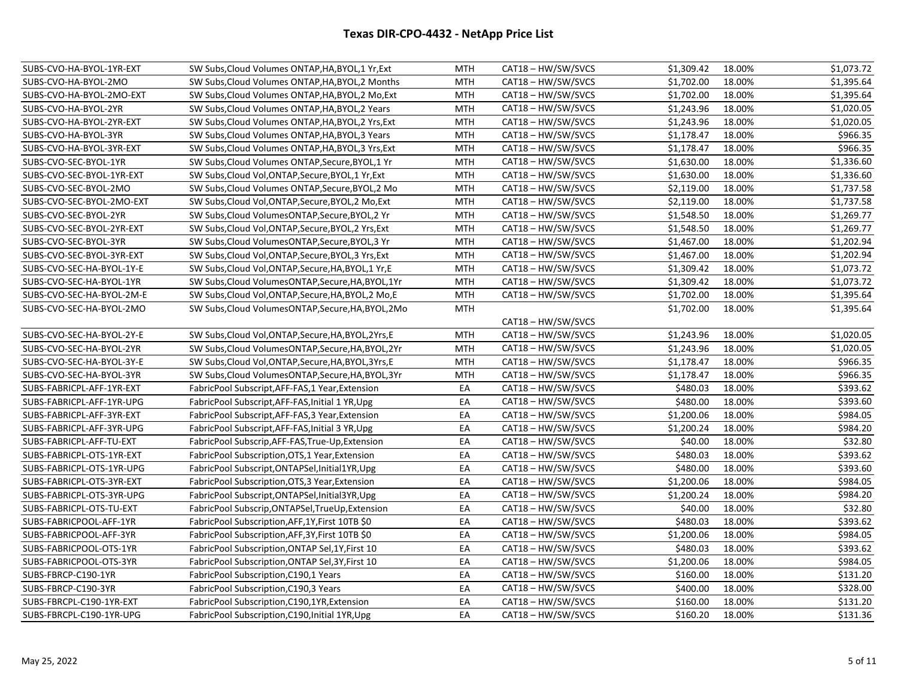# Texas DIR-CPO-4432 - NetApp Price List

| | | | | | | |
|---|---|---|---|---|---|---|
| SUBS-CVO-HA-BYOL-1YR-EXT | SW Subs,Cloud Volumes ONTAP,HA,BYOL,1 Yr,Ext | MTH | CAT18 – HW/SW/SVCS | $1,309.42 | 18.00% | $1,073.72 |
| SUBS-CVO-HA-BYOL-2MO | SW Subs,Cloud Volumes ONTAP,HA,BYOL,2 Months | MTH | CAT18 – HW/SW/SVCS | $1,702.00 | 18.00% | $1,395.64 |
| SUBS-CVO-HA-BYOL-2MO-EXT | SW Subs,Cloud Volumes ONTAP,HA,BYOL,2 Mo,Ext | MTH | CAT18 – HW/SW/SVCS | $1,702.00 | 18.00% | $1,395.64 |
| SUBS-CVO-HA-BYOL-2YR | SW Subs,Cloud Volumes ONTAP,HA,BYOL,2 Years | MTH | CAT18 – HW/SW/SVCS | $1,243.96 | 18.00% | $1,020.05 |
| SUBS-CVO-HA-BYOL-2YR-EXT | SW Subs,Cloud Volumes ONTAP,HA,BYOL,2 Yrs,Ext | MTH | CAT18 – HW/SW/SVCS | $1,243.96 | 18.00% | $1,020.05 |
| SUBS-CVO-HA-BYOL-3YR | SW Subs,Cloud Volumes ONTAP,HA,BYOL,3 Years | MTH | CAT18 – HW/SW/SVCS | $1,178.47 | 18.00% | $966.35 |
| SUBS-CVO-HA-BYOL-3YR-EXT | SW Subs,Cloud Volumes ONTAP,HA,BYOL,3 Yrs,Ext | MTH | CAT18 – HW/SW/SVCS | $1,178.47 | 18.00% | $966.35 |
| SUBS-CVO-SEC-BYOL-1YR | SW Subs,Cloud Volumes ONTAP,Secure,BYOL,1 Yr | MTH | CAT18 – HW/SW/SVCS | $1,630.00 | 18.00% | $1,336.60 |
| SUBS-CVO-SEC-BYOL-1YR-EXT | SW Subs,Cloud Vol,ONTAP,Secure,BYOL,1 Yr,Ext | MTH | CAT18 – HW/SW/SVCS | $1,630.00 | 18.00% | $1,336.60 |
| SUBS-CVO-SEC-BYOL-2MO | SW Subs,Cloud Volumes ONTAP,Secure,BYOL,2 Mo | MTH | CAT18 – HW/SW/SVCS | $2,119.00 | 18.00% | $1,737.58 |
| SUBS-CVO-SEC-BYOL-2MO-EXT | SW Subs,Cloud Vol,ONTAP,Secure,BYOL,2 Mo,Ext | MTH | CAT18 – HW/SW/SVCS | $2,119.00 | 18.00% | $1,737.58 |
| SUBS-CVO-SEC-BYOL-2YR | SW Subs,Cloud VolumesONTAP,Secure,BYOL,2 Yr | MTH | CAT18 – HW/SW/SVCS | $1,548.50 | 18.00% | $1,269.77 |
| SUBS-CVO-SEC-BYOL-2YR-EXT | SW Subs,Cloud Vol,ONTAP,Secure,BYOL,2 Yrs,Ext | MTH | CAT18 – HW/SW/SVCS | $1,548.50 | 18.00% | $1,269.77 |
| SUBS-CVO-SEC-BYOL-3YR | SW Subs,Cloud VolumesONTAP,Secure,BYOL,3 Yr | MTH | CAT18 – HW/SW/SVCS | $1,467.00 | 18.00% | $1,202.94 |
| SUBS-CVO-SEC-BYOL-3YR-EXT | SW Subs,Cloud Vol,ONTAP,Secure,BYOL,3 Yrs,Ext | MTH | CAT18 – HW/SW/SVCS | $1,467.00 | 18.00% | $1,202.94 |
| SUBS-CVO-SEC-HA-BYOL-1Y-E | SW Subs,Cloud Vol,ONTAP,Secure,HA,BYOL,1 Yr,E | MTH | CAT18 – HW/SW/SVCS | $1,309.42 | 18.00% | $1,073.72 |
| SUBS-CVO-SEC-HA-BYOL-1YR | SW Subs,Cloud VolumesONTAP,Secure,HA,BYOL,1Yr | MTH | CAT18 – HW/SW/SVCS | $1,309.42 | 18.00% | $1,073.72 |
| SUBS-CVO-SEC-HA-BYOL-2M-E | SW Subs,Cloud Vol,ONTAP,Secure,HA,BYOL,2 Mo,E | MTH | CAT18 – HW/SW/SVCS | $1,702.00 | 18.00% | $1,395.64 |
| SUBS-CVO-SEC-HA-BYOL-2MO | SW Subs,Cloud VolumesONTAP,Secure,HA,BYOL,2Mo | MTH | CAT18 – HW/SW/SVCS | $1,702.00 | 18.00% | $1,395.64 |
| SUBS-CVO-SEC-HA-BYOL-2Y-E | SW Subs,Cloud Vol,ONTAP,Secure,HA,BYOL,2Yrs,E | MTH | CAT18 – HW/SW/SVCS | $1,243.96 | 18.00% | $1,020.05 |
| SUBS-CVO-SEC-HA-BYOL-2YR | SW Subs,Cloud VolumesONTAP,Secure,HA,BYOL,2Yr | MTH | CAT18 – HW/SW/SVCS | $1,243.96 | 18.00% | $1,020.05 |
| SUBS-CVO-SEC-HA-BYOL-3Y-E | SW Subs,Cloud Vol,ONTAP,Secure,HA,BYOL,3Yrs,E | MTH | CAT18 – HW/SW/SVCS | $1,178.47 | 18.00% | $966.35 |
| SUBS-CVO-SEC-HA-BYOL-3YR | SW Subs,Cloud VolumesONTAP,Secure,HA,BYOL,3Yr | MTH | CAT18 – HW/SW/SVCS | $1,178.47 | 18.00% | $966.35 |
| SUBS-FABRICPL-AFF-1YR-EXT | FabricPool Subscript,AFF-FAS,1 Year,Extension | EA | CAT18 – HW/SW/SVCS | $480.03 | 18.00% | $393.62 |
| SUBS-FABRICPL-AFF-1YR-UPG | FabricPool Subscript,AFF-FAS,Initial 1 YR,Upg | EA | CAT18 – HW/SW/SVCS | $480.00 | 18.00% | $393.60 |
| SUBS-FABRICPL-AFF-3YR-EXT | FabricPool Subscript,AFF-FAS,3 Year,Extension | EA | CAT18 – HW/SW/SVCS | $1,200.06 | 18.00% | $984.05 |
| SUBS-FABRICPL-AFF-3YR-UPG | FabricPool Subscript,AFF-FAS,Initial 3 YR,Upg | EA | CAT18 – HW/SW/SVCS | $1,200.24 | 18.00% | $984.20 |
| SUBS-FABRICPL-AFF-TU-EXT | FabricPool Subscrip,AFF-FAS,True-Up,Extension | EA | CAT18 – HW/SW/SVCS | $40.00 | 18.00% | $32.80 |
| SUBS-FABRICPL-OTS-1YR-EXT | FabricPool Subscription,OTS,1 Year,Extension | EA | CAT18 – HW/SW/SVCS | $480.03 | 18.00% | $393.62 |
| SUBS-FABRICPL-OTS-1YR-UPG | FabricPool Subscript,ONTAPSel,Initial1YR,Upg | EA | CAT18 – HW/SW/SVCS | $480.00 | 18.00% | $393.60 |
| SUBS-FABRICPL-OTS-3YR-EXT | FabricPool Subscription,OTS,3 Year,Extension | EA | CAT18 – HW/SW/SVCS | $1,200.06 | 18.00% | $984.05 |
| SUBS-FABRICPL-OTS-3YR-UPG | FabricPool Subscript,ONTAPSel,Initial3YR,Upg | EA | CAT18 – HW/SW/SVCS | $1,200.24 | 18.00% | $984.20 |
| SUBS-FABRICPL-OTS-TU-EXT | FabricPool Subscrip,ONTAPSel,TrueUp,Extension | EA | CAT18 – HW/SW/SVCS | $40.00 | 18.00% | $32.80 |
| SUBS-FABRICPOOL-AFF-1YR | FabricPool Subscription,AFF,1Y,First 10TB $0 | EA | CAT18 – HW/SW/SVCS | $480.03 | 18.00% | $393.62 |
| SUBS-FABRICPOOL-AFF-3YR | FabricPool Subscription,AFF,3Y,First 10TB $0 | EA | CAT18 – HW/SW/SVCS | $1,200.06 | 18.00% | $984.05 |
| SUBS-FABRICPOOL-OTS-1YR | FabricPool Subscription,ONTAP Sel,1Y,First 10 | EA | CAT18 – HW/SW/SVCS | $480.03 | 18.00% | $393.62 |
| SUBS-FABRICPOOL-OTS-3YR | FabricPool Subscription,ONTAP Sel,3Y,First 10 | EA | CAT18 – HW/SW/SVCS | $1,200.06 | 18.00% | $984.05 |
| SUBS-FBRCP-C190-1YR | FabricPool Subscription,C190,1 Years | EA | CAT18 – HW/SW/SVCS | $160.00 | 18.00% | $131.20 |
| SUBS-FBRCP-C190-3YR | FabricPool Subscription,C190,3 Years | EA | CAT18 – HW/SW/SVCS | $400.00 | 18.00% | $328.00 |
| SUBS-FBRCPL-C190-1YR-EXT | FabricPool Subscription,C190,1YR,Extension | EA | CAT18 – HW/SW/SVCS | $160.00 | 18.00% | $131.20 |
| SUBS-FBRCPL-C190-1YR-UPG | FabricPool Subscription,C190,Initial 1YR,Upg | EA | CAT18 – HW/SW/SVCS | $160.20 | 18.00% | $131.36 |

May 25, 2022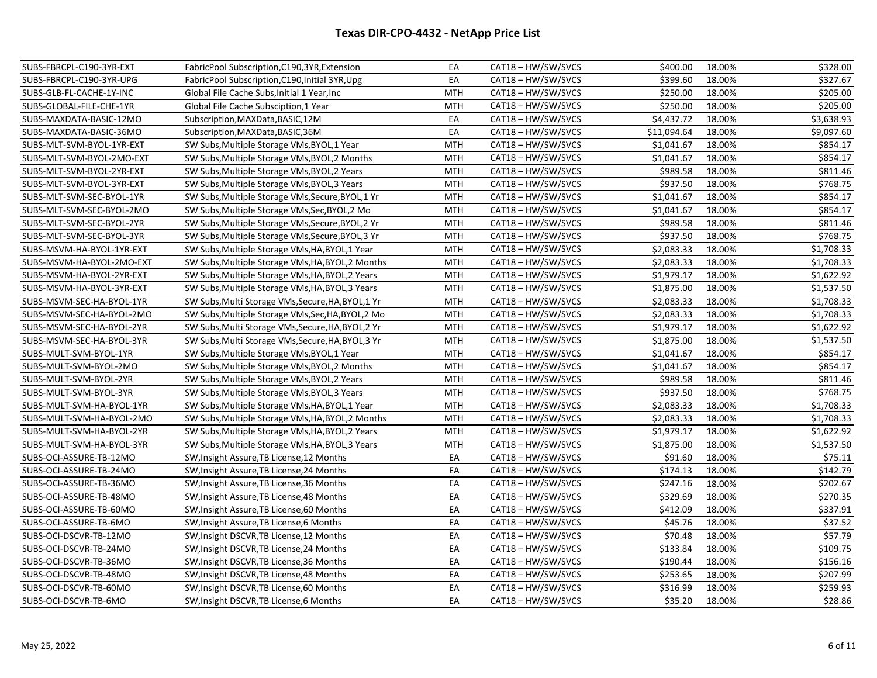# Texas DIR-CPO-4432 - NetApp Price List

| | | | | | | |
|---|---|---|---|---|---|---|
| SUBS-FBRCPL-C190-3YR-EXT | FabricPool Subscription,C190,3YR,Extension | EA | CAT18 – HW/SW/SVCS | $400.00 | 18.00% | $328.00 |
| SUBS-FBRCPL-C190-3YR-UPG | FabricPool Subscription,C190,Initial 3YR,Upg | EA | CAT18 – HW/SW/SVCS | $399.60 | 18.00% | $327.67 |
| SUBS-GLB-FL-CACHE-1Y-INC | Global File Cache Subs,Initial 1 Year,Inc | MTH | CAT18 – HW/SW/SVCS | $250.00 | 18.00% | $205.00 |
| SUBS-GLOBAL-FILE-CHE-1YR | Global File Cache Subsciption,1 Year | MTH | CAT18 – HW/SW/SVCS | $250.00 | 18.00% | $205.00 |
| SUBS-MAXDATA-BASIC-12MO | Subscription,MAXData,BASIC,12M | EA | CAT18 – HW/SW/SVCS | $4,437.72 | 18.00% | $3,638.93 |
| SUBS-MAXDATA-BASIC-36MO | Subscription,MAXData,BASIC,36M | EA | CAT18 – HW/SW/SVCS | $11,094.64 | 18.00% | $9,097.60 |
| SUBS-MLT-SVM-BYOL-1YR-EXT | SW Subs,Multiple Storage VMs,BYOL,1 Year | MTH | CAT18 – HW/SW/SVCS | $1,041.67 | 18.00% | $854.17 |
| SUBS-MLT-SVM-BYOL-2MO-EXT | SW Subs,Multiple Storage VMs,BYOL,2 Months | MTH | CAT18 – HW/SW/SVCS | $1,041.67 | 18.00% | $854.17 |
| SUBS-MLT-SVM-BYOL-2YR-EXT | SW Subs,Multiple Storage VMs,BYOL,2 Years | MTH | CAT18 – HW/SW/SVCS | $989.58 | 18.00% | $811.46 |
| SUBS-MLT-SVM-BYOL-3YR-EXT | SW Subs,Multiple Storage VMs,BYOL,3 Years | MTH | CAT18 – HW/SW/SVCS | $937.50 | 18.00% | $768.75 |
| SUBS-MLT-SVM-SEC-BYOL-1YR | SW Subs,Multiple Storage VMs,Secure,BYOL,1 Yr | MTH | CAT18 – HW/SW/SVCS | $1,041.67 | 18.00% | $854.17 |
| SUBS-MLT-SVM-SEC-BYOL-2MO | SW Subs,Multiple Storage VMs,Sec,BYOL,2 Mo | MTH | CAT18 – HW/SW/SVCS | $1,041.67 | 18.00% | $854.17 |
| SUBS-MLT-SVM-SEC-BYOL-2YR | SW Subs,Multiple Storage VMs,Secure,BYOL,2 Yr | MTH | CAT18 – HW/SW/SVCS | $989.58 | 18.00% | $811.46 |
| SUBS-MLT-SVM-SEC-BYOL-3YR | SW Subs,Multiple Storage VMs,Secure,BYOL,3 Yr | MTH | CAT18 – HW/SW/SVCS | $937.50 | 18.00% | $768.75 |
| SUBS-MSVM-HA-BYOL-1YR-EXT | SW Subs,Multiple Storage VMs,HA,BYOL,1 Year | MTH | CAT18 – HW/SW/SVCS | $2,083.33 | 18.00% | $1,708.33 |
| SUBS-MSVM-HA-BYOL-2MO-EXT | SW Subs,Multiple Storage VMs,HA,BYOL,2 Months | MTH | CAT18 – HW/SW/SVCS | $2,083.33 | 18.00% | $1,708.33 |
| SUBS-MSVM-HA-BYOL-2YR-EXT | SW Subs,Multiple Storage VMs,HA,BYOL,2 Years | MTH | CAT18 – HW/SW/SVCS | $1,979.17 | 18.00% | $1,622.92 |
| SUBS-MSVM-HA-BYOL-3YR-EXT | SW Subs,Multiple Storage VMs,HA,BYOL,3 Years | MTH | CAT18 – HW/SW/SVCS | $1,875.00 | 18.00% | $1,537.50 |
| SUBS-MSVM-SEC-HA-BYOL-1YR | SW Subs,Multi Storage VMs,Secure,HA,BYOL,1 Yr | MTH | CAT18 – HW/SW/SVCS | $2,083.33 | 18.00% | $1,708.33 |
| SUBS-MSVM-SEC-HA-BYOL-2MO | SW Subs,Multiple Storage VMs,Sec,HA,BYOL,2 Mo | MTH | CAT18 – HW/SW/SVCS | $2,083.33 | 18.00% | $1,708.33 |
| SUBS-MSVM-SEC-HA-BYOL-2YR | SW Subs,Multi Storage VMs,Secure,HA,BYOL,2 Yr | MTH | CAT18 – HW/SW/SVCS | $1,979.17 | 18.00% | $1,622.92 |
| SUBS-MSVM-SEC-HA-BYOL-3YR | SW Subs,Multi Storage VMs,Secure,HA,BYOL,3 Yr | MTH | CAT18 – HW/SW/SVCS | $1,875.00 | 18.00% | $1,537.50 |
| SUBS-MULT-SVM-BYOL-1YR | SW Subs,Multiple Storage VMs,BYOL,1 Year | MTH | CAT18 – HW/SW/SVCS | $1,041.67 | 18.00% | $854.17 |
| SUBS-MULT-SVM-BYOL-2MO | SW Subs,Multiple Storage VMs,BYOL,2 Months | MTH | CAT18 – HW/SW/SVCS | $1,041.67 | 18.00% | $854.17 |
| SUBS-MULT-SVM-BYOL-2YR | SW Subs,Multiple Storage VMs,BYOL,2 Years | MTH | CAT18 – HW/SW/SVCS | $989.58 | 18.00% | $811.46 |
| SUBS-MULT-SVM-BYOL-3YR | SW Subs,Multiple Storage VMs,BYOL,3 Years | MTH | CAT18 – HW/SW/SVCS | $937.50 | 18.00% | $768.75 |
| SUBS-MULT-SVM-HA-BYOL-1YR | SW Subs,Multiple Storage VMs,HA,BYOL,1 Year | MTH | CAT18 – HW/SW/SVCS | $2,083.33 | 18.00% | $1,708.33 |
| SUBS-MULT-SVM-HA-BYOL-2MO | SW Subs,Multiple Storage VMs,HA,BYOL,2 Months | MTH | CAT18 – HW/SW/SVCS | $2,083.33 | 18.00% | $1,708.33 |
| SUBS-MULT-SVM-HA-BYOL-2YR | SW Subs,Multiple Storage VMs,HA,BYOL,2 Years | MTH | CAT18 – HW/SW/SVCS | $1,979.17 | 18.00% | $1,622.92 |
| SUBS-MULT-SVM-HA-BYOL-3YR | SW Subs,Multiple Storage VMs,HA,BYOL,3 Years | MTH | CAT18 – HW/SW/SVCS | $1,875.00 | 18.00% | $1,537.50 |
| SUBS-OCI-ASSURE-TB-12MO | SW,Insight Assure,TB License,12 Months | EA | CAT18 – HW/SW/SVCS | $91.60 | 18.00% | $75.11 |
| SUBS-OCI-ASSURE-TB-24MO | SW,Insight Assure,TB License,24 Months | EA | CAT18 – HW/SW/SVCS | $174.13 | 18.00% | $142.79 |
| SUBS-OCI-ASSURE-TB-36MO | SW,Insight Assure,TB License,36 Months | EA | CAT18 – HW/SW/SVCS | $247.16 | 18.00% | $202.67 |
| SUBS-OCI-ASSURE-TB-48MO | SW,Insight Assure,TB License,48 Months | EA | CAT18 – HW/SW/SVCS | $329.69 | 18.00% | $270.35 |
| SUBS-OCI-ASSURE-TB-60MO | SW,Insight Assure,TB License,60 Months | EA | CAT18 – HW/SW/SVCS | $412.09 | 18.00% | $337.91 |
| SUBS-OCI-ASSURE-TB-6MO | SW,Insight Assure,TB License,6 Months | EA | CAT18 – HW/SW/SVCS | $45.76 | 18.00% | $37.52 |
| SUBS-OCI-DSCVR-TB-12MO | SW,Insight DSCVR,TB License,12 Months | EA | CAT18 – HW/SW/SVCS | $70.48 | 18.00% | $57.79 |
| SUBS-OCI-DSCVR-TB-24MO | SW,Insight DSCVR,TB License,24 Months | EA | CAT18 – HW/SW/SVCS | $133.84 | 18.00% | $109.75 |
| SUBS-OCI-DSCVR-TB-36MO | SW,Insight DSCVR,TB License,36 Months | EA | CAT18 – HW/SW/SVCS | $190.44 | 18.00% | $156.16 |
| SUBS-OCI-DSCVR-TB-48MO | SW,Insight DSCVR,TB License,48 Months | EA | CAT18 – HW/SW/SVCS | $253.65 | 18.00% | $207.99 |
| SUBS-OCI-DSCVR-TB-60MO | SW,Insight DSCVR,TB License,60 Months | EA | CAT18 – HW/SW/SVCS | $316.99 | 18.00% | $259.93 |
| SUBS-OCI-DSCVR-TB-6MO | SW,Insight DSCVR,TB License,6 Months | EA | CAT18 – HW/SW/SVCS | $35.20 | 18.00% | $28.86 |

May 25, 2022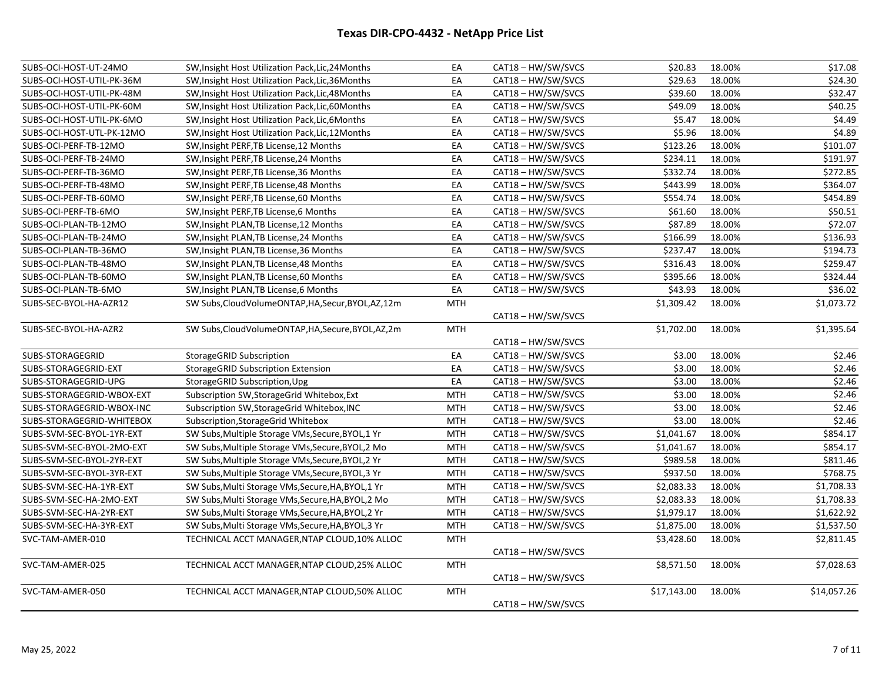# Texas DIR-CPO-4432 - NetApp Price List

| SUBS-OCI-HOST-UT-24MO | SW,Insight Host Utilization Pack,Lic,24Months | EA | CAT18 – HW/SW/SVCS | $20.83 | 18.00% | $17.08 |
|---|---|---|---|---|---|---|
| SUBS-OCI-HOST-UTIL-PK-36M | SW,Insight Host Utilization Pack,Lic,36Months | EA | CAT18 – HW/SW/SVCS | $29.63 | 18.00% | $24.30 |
| SUBS-OCI-HOST-UTIL-PK-48M | SW,Insight Host Utilization Pack,Lic,48Months | EA | CAT18 – HW/SW/SVCS | $39.60 | 18.00% | $32.47 |
| SUBS-OCI-HOST-UTIL-PK-60M | SW,Insight Host Utilization Pack,Lic,60Months | EA | CAT18 – HW/SW/SVCS | $49.09 | 18.00% | $40.25 |
| SUBS-OCI-HOST-UTIL-PK-6MO | SW,Insight Host Utilization Pack,Lic,6Months | EA | CAT18 – HW/SW/SVCS | $5.47 | 18.00% | $4.49 |
| SUBS-OCI-HOST-UTL-PK-12MO | SW,Insight Host Utilization Pack,Lic,12Months | EA | CAT18 – HW/SW/SVCS | $5.96 | 18.00% | $4.89 |
| SUBS-OCI-PERF-TB-12MO | SW,Insight PERF,TB License,12 Months | EA | CAT18 – HW/SW/SVCS | $123.26 | 18.00% | $101.07 |
| SUBS-OCI-PERF-TB-24MO | SW,Insight PERF,TB License,24 Months | EA | CAT18 – HW/SW/SVCS | $234.11 | 18.00% | $191.97 |
| SUBS-OCI-PERF-TB-36MO | SW,Insight PERF,TB License,36 Months | EA | CAT18 – HW/SW/SVCS | $332.74 | 18.00% | $272.85 |
| SUBS-OCI-PERF-TB-48MO | SW,Insight PERF,TB License,48 Months | EA | CAT18 – HW/SW/SVCS | $443.99 | 18.00% | $364.07 |
| SUBS-OCI-PERF-TB-60MO | SW,Insight PERF,TB License,60 Months | EA | CAT18 – HW/SW/SVCS | $554.74 | 18.00% | $454.89 |
| SUBS-OCI-PERF-TB-6MO | SW,Insight PERF,TB License,6 Months | EA | CAT18 – HW/SW/SVCS | $61.60 | 18.00% | $50.51 |
| SUBS-OCI-PLAN-TB-12MO | SW,Insight PLAN,TB License,12 Months | EA | CAT18 – HW/SW/SVCS | $87.89 | 18.00% | $72.07 |
| SUBS-OCI-PLAN-TB-24MO | SW,Insight PLAN,TB License,24 Months | EA | CAT18 – HW/SW/SVCS | $166.99 | 18.00% | $136.93 |
| SUBS-OCI-PLAN-TB-36MO | SW,Insight PLAN,TB License,36 Months | EA | CAT18 – HW/SW/SVCS | $237.47 | 18.00% | $194.73 |
| SUBS-OCI-PLAN-TB-48MO | SW,Insight PLAN,TB License,48 Months | EA | CAT18 – HW/SW/SVCS | $316.43 | 18.00% | $259.47 |
| SUBS-OCI-PLAN-TB-60MO | SW,Insight PLAN,TB License,60 Months | EA | CAT18 – HW/SW/SVCS | $395.66 | 18.00% | $324.44 |
| SUBS-OCI-PLAN-TB-6MO | SW,Insight PLAN,TB License,6 Months | EA | CAT18 – HW/SW/SVCS | $43.93 | 18.00% | $36.02 |
| SUBS-SEC-BYOL-HA-AZR12 | SW Subs,CloudVolumeONTAP,HA,Secur,BYOL,AZ,12m | MTH | CAT18 – HW/SW/SVCS | $1,309.42 | 18.00% | $1,073.72 |
| SUBS-SEC-BYOL-HA-AZR2 | SW Subs,CloudVolumeONTAP,HA,Secure,BYOL,AZ,2m | MTH | CAT18 – HW/SW/SVCS | $1,702.00 | 18.00% | $1,395.64 |
| SUBS-STORAGEGRID | StorageGRID Subscription | EA | CAT18 – HW/SW/SVCS | $3.00 | 18.00% | $2.46 |
| SUBS-STORAGEGRID-EXT | StorageGRID Subscription Extension | EA | CAT18 – HW/SW/SVCS | $3.00 | 18.00% | $2.46 |
| SUBS-STORAGEGRID-UPG | StorageGRID Subscription,Upg | EA | CAT18 – HW/SW/SVCS | $3.00 | 18.00% | $2.46 |
| SUBS-STORAGEGRID-WBOX-EXT | Subscription SW,StorageGrid Whitebox,Ext | MTH | CAT18 – HW/SW/SVCS | $3.00 | 18.00% | $2.46 |
| SUBS-STORAGEGRID-WBOX-INC | Subscription SW,StorageGrid Whitebox,INC | MTH | CAT18 – HW/SW/SVCS | $3.00 | 18.00% | $2.46 |
| SUBS-STORAGEGRID-WHITEBOX | Subscription,StorageGrid Whitebox | MTH | CAT18 – HW/SW/SVCS | $3.00 | 18.00% | $2.46 |
| SUBS-SVM-SEC-BYOL-1YR-EXT | SW Subs,Multiple Storage VMs,Secure,BYOL,1 Yr | MTH | CAT18 – HW/SW/SVCS | $1,041.67 | 18.00% | $854.17 |
| SUBS-SVM-SEC-BYOL-2MO-EXT | SW Subs,Multiple Storage VMs,Secure,BYOL,2 Mo | MTH | CAT18 – HW/SW/SVCS | $1,041.67 | 18.00% | $854.17 |
| SUBS-SVM-SEC-BYOL-2YR-EXT | SW Subs,Multiple Storage VMs,Secure,BYOL,2 Yr | MTH | CAT18 – HW/SW/SVCS | $989.58 | 18.00% | $811.46 |
| SUBS-SVM-SEC-BYOL-3YR-EXT | SW Subs,Multiple Storage VMs,Secure,BYOL,3 Yr | MTH | CAT18 – HW/SW/SVCS | $937.50 | 18.00% | $768.75 |
| SUBS-SVM-SEC-HA-1YR-EXT | SW Subs,Multi Storage VMs,Secure,HA,BYOL,1 Yr | MTH | CAT18 – HW/SW/SVCS | $2,083.33 | 18.00% | $1,708.33 |
| SUBS-SVM-SEC-HA-2MO-EXT | SW Subs,Multi Storage VMs,Secure,HA,BYOL,2 Mo | MTH | CAT18 – HW/SW/SVCS | $2,083.33 | 18.00% | $1,708.33 |
| SUBS-SVM-SEC-HA-2YR-EXT | SW Subs,Multi Storage VMs,Secure,HA,BYOL,2 Yr | MTH | CAT18 – HW/SW/SVCS | $1,979.17 | 18.00% | $1,622.92 |
| SUBS-SVM-SEC-HA-3YR-EXT | SW Subs,Multi Storage VMs,Secure,HA,BYOL,3 Yr | MTH | CAT18 – HW/SW/SVCS | $1,875.00 | 18.00% | $1,537.50 |
| SVC-TAM-AMER-010 | TECHNICAL ACCT MANAGER,NTAP CLOUD,10% ALLOC | MTH | CAT18 – HW/SW/SVCS | $3,428.60 | 18.00% | $2,811.45 |
| SVC-TAM-AMER-025 | TECHNICAL ACCT MANAGER,NTAP CLOUD,25% ALLOC | MTH | CAT18 – HW/SW/SVCS | $8,571.50 | 18.00% | $7,028.63 |
| SVC-TAM-AMER-050 | TECHNICAL ACCT MANAGER,NTAP CLOUD,50% ALLOC | MTH | CAT18 – HW/SW/SVCS | $17,143.00 | 18.00% | $14,057.26 |

May 25, 2022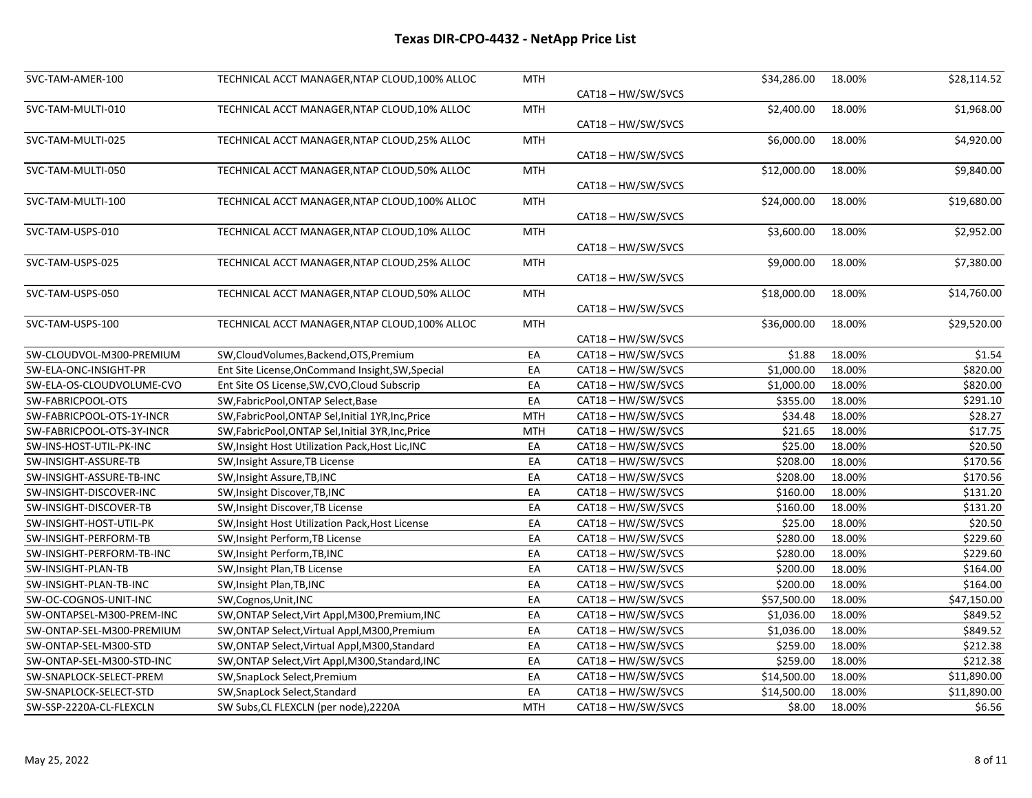# Texas DIR-CPO-4432 - NetApp Price List

| | | | | | | |
|---|---|---|---|---|---|---|
| SVC-TAM-AMER-100 | TECHNICAL ACCT MANAGER,NTAP CLOUD,100% ALLOC | MTH | CAT18 – HW/SW/SVCS | $34,286.00 | 18.00% | $28,114.52 |
| SVC-TAM-MULTI-010 | TECHNICAL ACCT MANAGER,NTAP CLOUD,10% ALLOC | MTH | CAT18 – HW/SW/SVCS | $2,400.00 | 18.00% | $1,968.00 |
| SVC-TAM-MULTI-025 | TECHNICAL ACCT MANAGER,NTAP CLOUD,25% ALLOC | MTH | CAT18 – HW/SW/SVCS | $6,000.00 | 18.00% | $4,920.00 |
| SVC-TAM-MULTI-050 | TECHNICAL ACCT MANAGER,NTAP CLOUD,50% ALLOC | MTH | CAT18 – HW/SW/SVCS | $12,000.00 | 18.00% | $9,840.00 |
| SVC-TAM-MULTI-100 | TECHNICAL ACCT MANAGER,NTAP CLOUD,100% ALLOC | MTH | CAT18 – HW/SW/SVCS | $24,000.00 | 18.00% | $19,680.00 |
| SVC-TAM-USPS-010 | TECHNICAL ACCT MANAGER,NTAP CLOUD,10% ALLOC | MTH | CAT18 – HW/SW/SVCS | $3,600.00 | 18.00% | $2,952.00 |
| SVC-TAM-USPS-025 | TECHNICAL ACCT MANAGER,NTAP CLOUD,25% ALLOC | MTH | CAT18 – HW/SW/SVCS | $9,000.00 | 18.00% | $7,380.00 |
| SVC-TAM-USPS-050 | TECHNICAL ACCT MANAGER,NTAP CLOUD,50% ALLOC | MTH | CAT18 – HW/SW/SVCS | $18,000.00 | 18.00% | $14,760.00 |
| SVC-TAM-USPS-100 | TECHNICAL ACCT MANAGER,NTAP CLOUD,100% ALLOC | MTH | CAT18 – HW/SW/SVCS | $36,000.00 | 18.00% | $29,520.00 |
| SW-CLOUDVOL-M300-PREMIUM | SW,CloudVolumes,Backend,OTS,Premium | EA | CAT18 – HW/SW/SVCS | $1.88 | 18.00% | $1.54 |
| SW-ELA-ONC-INSIGHT-PR | Ent Site License,OnCommand Insight,SW,Special | EA | CAT18 – HW/SW/SVCS | $1,000.00 | 18.00% | $820.00 |
| SW-ELA-OS-CLOUDVOLUME-CVO | Ent Site OS License,SW,CVO,Cloud Subscrip | EA | CAT18 – HW/SW/SVCS | $1,000.00 | 18.00% | $820.00 |
| SW-FABRICPOOL-OTS | SW,FabricPool,ONTAP Select,Base | EA | CAT18 – HW/SW/SVCS | $355.00 | 18.00% | $291.10 |
| SW-FABRICPOOL-OTS-1Y-INCR | SW,FabricPool,ONTAP Sel,Initial 1YR,Inc,Price | MTH | CAT18 – HW/SW/SVCS | $34.48 | 18.00% | $28.27 |
| SW-FABRICPOOL-OTS-3Y-INCR | SW,FabricPool,ONTAP Sel,Initial 3YR,Inc,Price | MTH | CAT18 – HW/SW/SVCS | $21.65 | 18.00% | $17.75 |
| SW-INS-HOST-UTIL-PK-INC | SW,Insight Host Utilization Pack,Host Lic,INC | EA | CAT18 – HW/SW/SVCS | $25.00 | 18.00% | $20.50 |
| SW-INSIGHT-ASSURE-TB | SW,Insight Assure,TB License | EA | CAT18 – HW/SW/SVCS | $208.00 | 18.00% | $170.56 |
| SW-INSIGHT-ASSURE-TB-INC | SW,Insight Assure,TB,INC | EA | CAT18 – HW/SW/SVCS | $208.00 | 18.00% | $170.56 |
| SW-INSIGHT-DISCOVER-INC | SW,Insight Discover,TB,INC | EA | CAT18 – HW/SW/SVCS | $160.00 | 18.00% | $131.20 |
| SW-INSIGHT-DISCOVER-TB | SW,Insight Discover,TB License | EA | CAT18 – HW/SW/SVCS | $160.00 | 18.00% | $131.20 |
| SW-INSIGHT-HOST-UTIL-PK | SW,Insight Host Utilization Pack,Host License | EA | CAT18 – HW/SW/SVCS | $25.00 | 18.00% | $20.50 |
| SW-INSIGHT-PERFORM-TB | SW,Insight Perform,TB License | EA | CAT18 – HW/SW/SVCS | $280.00 | 18.00% | $229.60 |
| SW-INSIGHT-PERFORM-TB-INC | SW,Insight Perform,TB,INC | EA | CAT18 – HW/SW/SVCS | $280.00 | 18.00% | $229.60 |
| SW-INSIGHT-PLAN-TB | SW,Insight Plan,TB License | EA | CAT18 – HW/SW/SVCS | $200.00 | 18.00% | $164.00 |
| SW-INSIGHT-PLAN-TB-INC | SW,Insight Plan,TB,INC | EA | CAT18 – HW/SW/SVCS | $200.00 | 18.00% | $164.00 |
| SW-OC-COGNOS-UNIT-INC | SW,Cognos,Unit,INC | EA | CAT18 – HW/SW/SVCS | $57,500.00 | 18.00% | $47,150.00 |
| SW-ONTAPSEL-M300-PREM-INC | SW,ONTAP Select,Virt Appl,M300,Premium,INC | EA | CAT18 – HW/SW/SVCS | $1,036.00 | 18.00% | $849.52 |
| SW-ONTAP-SEL-M300-PREMIUM | SW,ONTAP Select,Virtual Appl,M300,Premium | EA | CAT18 – HW/SW/SVCS | $1,036.00 | 18.00% | $849.52 |
| SW-ONTAP-SEL-M300-STD | SW,ONTAP Select,Virtual Appl,M300,Standard | EA | CAT18 – HW/SW/SVCS | $259.00 | 18.00% | $212.38 |
| SW-ONTAP-SEL-M300-STD-INC | SW,ONTAP Select,Virt Appl,M300,Standard,INC | EA | CAT18 – HW/SW/SVCS | $259.00 | 18.00% | $212.38 |
| SW-SNAPLOCK-SELECT-PREM | SW,SnapLock Select,Premium | EA | CAT18 – HW/SW/SVCS | $14,500.00 | 18.00% | $11,890.00 |
| SW-SNAPLOCK-SELECT-STD | SW,SnapLock Select,Standard | EA | CAT18 – HW/SW/SVCS | $14,500.00 | 18.00% | $11,890.00 |
| SW-SSP-2220A-CL-FLEXCLN | SW Subs,CL FLEXCLN (per node),2220A | MTH | CAT18 – HW/SW/SVCS | $8.00 | 18.00% | $6.56 |

May 25, 2022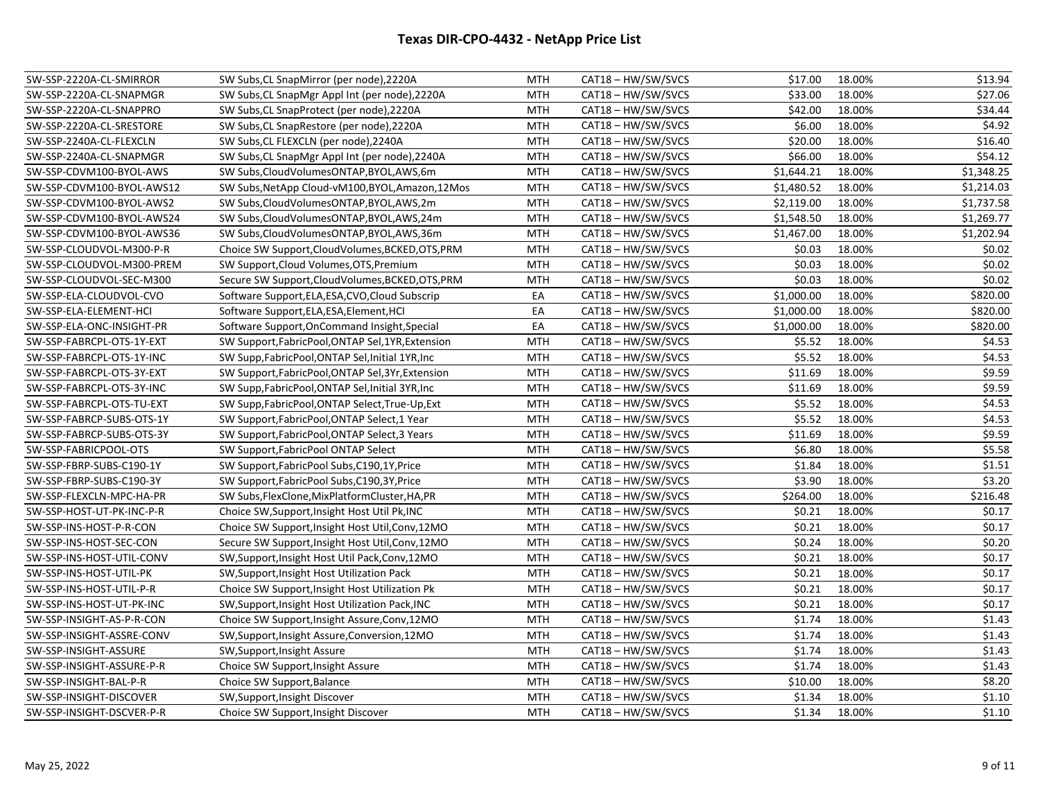# Texas DIR-CPO-4432 - NetApp Price List

| | | | | | | |
|---|---|---|---|---|---|---|
| SW-SSP-2220A-CL-SMIRROR | SW Subs,CL SnapMirror (per node),2220A | MTH | CAT18 – HW/SW/SVCS | $17.00 | 18.00% | $13.94 |
| SW-SSP-2220A-CL-SNAPMGR | SW Subs,CL SnapMgr Appl Int (per node),2220A | MTH | CAT18 – HW/SW/SVCS | $33.00 | 18.00% | $27.06 |
| SW-SSP-2220A-CL-SNAPPRO | SW Subs,CL SnapProtect (per node),2220A | MTH | CAT18 – HW/SW/SVCS | $42.00 | 18.00% | $34.44 |
| SW-SSP-2220A-CL-SRESTORE | SW Subs,CL SnapRestore (per node),2220A | MTH | CAT18 – HW/SW/SVCS | $6.00 | 18.00% | $4.92 |
| SW-SSP-2240A-CL-FLEXCLN | SW Subs,CL FLEXCLN (per node),2240A | MTH | CAT18 – HW/SW/SVCS | $20.00 | 18.00% | $16.40 |
| SW-SSP-2240A-CL-SNAPMGR | SW Subs,CL SnapMgr Appl Int (per node),2240A | MTH | CAT18 – HW/SW/SVCS | $66.00 | 18.00% | $54.12 |
| SW-SSP-CDVM100-BYOL-AWS | SW Subs,CloudVolumesONTAP,BYOL,AWS,6m | MTH | CAT18 – HW/SW/SVCS | $1,644.21 | 18.00% | $1,348.25 |
| SW-SSP-CDVM100-BYOL-AWS12 | SW Subs,NetApp Cloud-vM100,BYOL,Amazon,12Mos | MTH | CAT18 – HW/SW/SVCS | $1,480.52 | 18.00% | $1,214.03 |
| SW-SSP-CDVM100-BYOL-AWS2 | SW Subs,CloudVolumesONTAP,BYOL,AWS,2m | MTH | CAT18 – HW/SW/SVCS | $2,119.00 | 18.00% | $1,737.58 |
| SW-SSP-CDVM100-BYOL-AWS24 | SW Subs,CloudVolumesONTAP,BYOL,AWS,24m | MTH | CAT18 – HW/SW/SVCS | $1,548.50 | 18.00% | $1,269.77 |
| SW-SSP-CDVM100-BYOL-AWS36 | SW Subs,CloudVolumesONTAP,BYOL,AWS,36m | MTH | CAT18 – HW/SW/SVCS | $1,467.00 | 18.00% | $1,202.94 |
| SW-SSP-CLOUDVOL-M300-P-R | Choice SW Support,CloudVolumes,BCKED,OTS,PRM | MTH | CAT18 – HW/SW/SVCS | $0.03 | 18.00% | $0.02 |
| SW-SSP-CLOUDVOL-M300-PREM | SW Support,Cloud Volumes,OTS,Premium | MTH | CAT18 – HW/SW/SVCS | $0.03 | 18.00% | $0.02 |
| SW-SSP-CLOUDVOL-SEC-M300 | Secure SW Support,CloudVolumes,BCKED,OTS,PRM | MTH | CAT18 – HW/SW/SVCS | $0.03 | 18.00% | $0.02 |
| SW-SSP-ELA-CLOUDVOL-CVO | Software Support,ELA,ESA,CVO,Cloud Subscrip | EA | CAT18 – HW/SW/SVCS | $1,000.00 | 18.00% | $820.00 |
| SW-SSP-ELA-ELEMENT-HCI | Software Support,ELA,ESA,Element,HCI | EA | CAT18 – HW/SW/SVCS | $1,000.00 | 18.00% | $820.00 |
| SW-SSP-ELA-ONC-INSIGHT-PR | Software Support,OnCommand Insight,Special | EA | CAT18 – HW/SW/SVCS | $1,000.00 | 18.00% | $820.00 |
| SW-SSP-FABRCPL-OTS-1Y-EXT | SW Support,FabricPool,ONTAP Sel,1YR,Extension | MTH | CAT18 – HW/SW/SVCS | $5.52 | 18.00% | $4.53 |
| SW-SSP-FABRCPL-OTS-1Y-INC | SW Supp,FabricPool,ONTAP Sel,Initial 1YR,Inc | MTH | CAT18 – HW/SW/SVCS | $5.52 | 18.00% | $4.53 |
| SW-SSP-FABRCPL-OTS-3Y-EXT | SW Support,FabricPool,ONTAP Sel,3Yr,Extension | MTH | CAT18 – HW/SW/SVCS | $11.69 | 18.00% | $9.59 |
| SW-SSP-FABRCPL-OTS-3Y-INC | SW Supp,FabricPool,ONTAP Sel,Initial 3YR,Inc | MTH | CAT18 – HW/SW/SVCS | $11.69 | 18.00% | $9.59 |
| SW-SSP-FABRCPL-OTS-TU-EXT | SW Supp,FabricPool,ONTAP Select,True-Up,Ext | MTH | CAT18 – HW/SW/SVCS | $5.52 | 18.00% | $4.53 |
| SW-SSP-FABRCP-SUBS-OTS-1Y | SW Support,FabricPool,ONTAP Select,1 Year | MTH | CAT18 – HW/SW/SVCS | $5.52 | 18.00% | $4.53 |
| SW-SSP-FABRCP-SUBS-OTS-3Y | SW Support,FabricPool,ONTAP Select,3 Years | MTH | CAT18 – HW/SW/SVCS | $11.69 | 18.00% | $9.59 |
| SW-SSP-FABRICPOOL-OTS | SW Support,FabricPool ONTAP Select | MTH | CAT18 – HW/SW/SVCS | $6.80 | 18.00% | $5.58 |
| SW-SSP-FBRP-SUBS-C190-1Y | SW Support,FabricPool Subs,C190,1Y,Price | MTH | CAT18 – HW/SW/SVCS | $1.84 | 18.00% | $1.51 |
| SW-SSP-FBRP-SUBS-C190-3Y | SW Support,FabricPool Subs,C190,3Y,Price | MTH | CAT18 – HW/SW/SVCS | $3.90 | 18.00% | $3.20 |
| SW-SSP-FLEXCLN-MPC-HA-PR | SW Subs,FlexClone,MixPlatformCluster,HA,PR | MTH | CAT18 – HW/SW/SVCS | $264.00 | 18.00% | $216.48 |
| SW-SSP-HOST-UT-PK-INC-P-R | Choice SW,Support,Insight Host Util Pk,INC | MTH | CAT18 – HW/SW/SVCS | $0.21 | 18.00% | $0.17 |
| SW-SSP-INS-HOST-P-R-CON | Choice SW Support,Insight Host Util,Conv,12MO | MTH | CAT18 – HW/SW/SVCS | $0.21 | 18.00% | $0.17 |
| SW-SSP-INS-HOST-SEC-CON | Secure SW Support,Insight Host Util,Conv,12MO | MTH | CAT18 – HW/SW/SVCS | $0.24 | 18.00% | $0.20 |
| SW-SSP-INS-HOST-UTIL-CONV | SW,Support,Insight Host Util Pack,Conv,12MO | MTH | CAT18 – HW/SW/SVCS | $0.21 | 18.00% | $0.17 |
| SW-SSP-INS-HOST-UTIL-PK | SW,Support,Insight Host Utilization Pack | MTH | CAT18 – HW/SW/SVCS | $0.21 | 18.00% | $0.17 |
| SW-SSP-INS-HOST-UTIL-P-R | Choice SW Support,Insight Host Utilization Pk | MTH | CAT18 – HW/SW/SVCS | $0.21 | 18.00% | $0.17 |
| SW-SSP-INS-HOST-UT-PK-INC | SW,Support,Insight Host Utilization Pack,INC | MTH | CAT18 – HW/SW/SVCS | $0.21 | 18.00% | $0.17 |
| SW-SSP-INSIGHT-AS-P-R-CON | Choice SW Support,Insight Assure,Conv,12MO | MTH | CAT18 – HW/SW/SVCS | $1.74 | 18.00% | $1.43 |
| SW-SSP-INSIGHT-ASSRE-CONV | SW,Support,Insight Assure,Conversion,12MO | MTH | CAT18 – HW/SW/SVCS | $1.74 | 18.00% | $1.43 |
| SW-SSP-INSIGHT-ASSURE | SW,Support,Insight Assure | MTH | CAT18 – HW/SW/SVCS | $1.74 | 18.00% | $1.43 |
| SW-SSP-INSIGHT-ASSURE-P-R | Choice SW Support,Insight Assure | MTH | CAT18 – HW/SW/SVCS | $1.74 | 18.00% | $1.43 |
| SW-SSP-INSIGHT-BAL-P-R | Choice SW Support,Balance | MTH | CAT18 – HW/SW/SVCS | $10.00 | 18.00% | $8.20 |
| SW-SSP-INSIGHT-DISCOVER | SW,Support,Insight Discover | MTH | CAT18 – HW/SW/SVCS | $1.34 | 18.00% | $1.10 |
| SW-SSP-INSIGHT-DSCVER-P-R | Choice SW Support,Insight Discover | MTH | CAT18 – HW/SW/SVCS | $1.34 | 18.00% | $1.10 |

May 25, 2022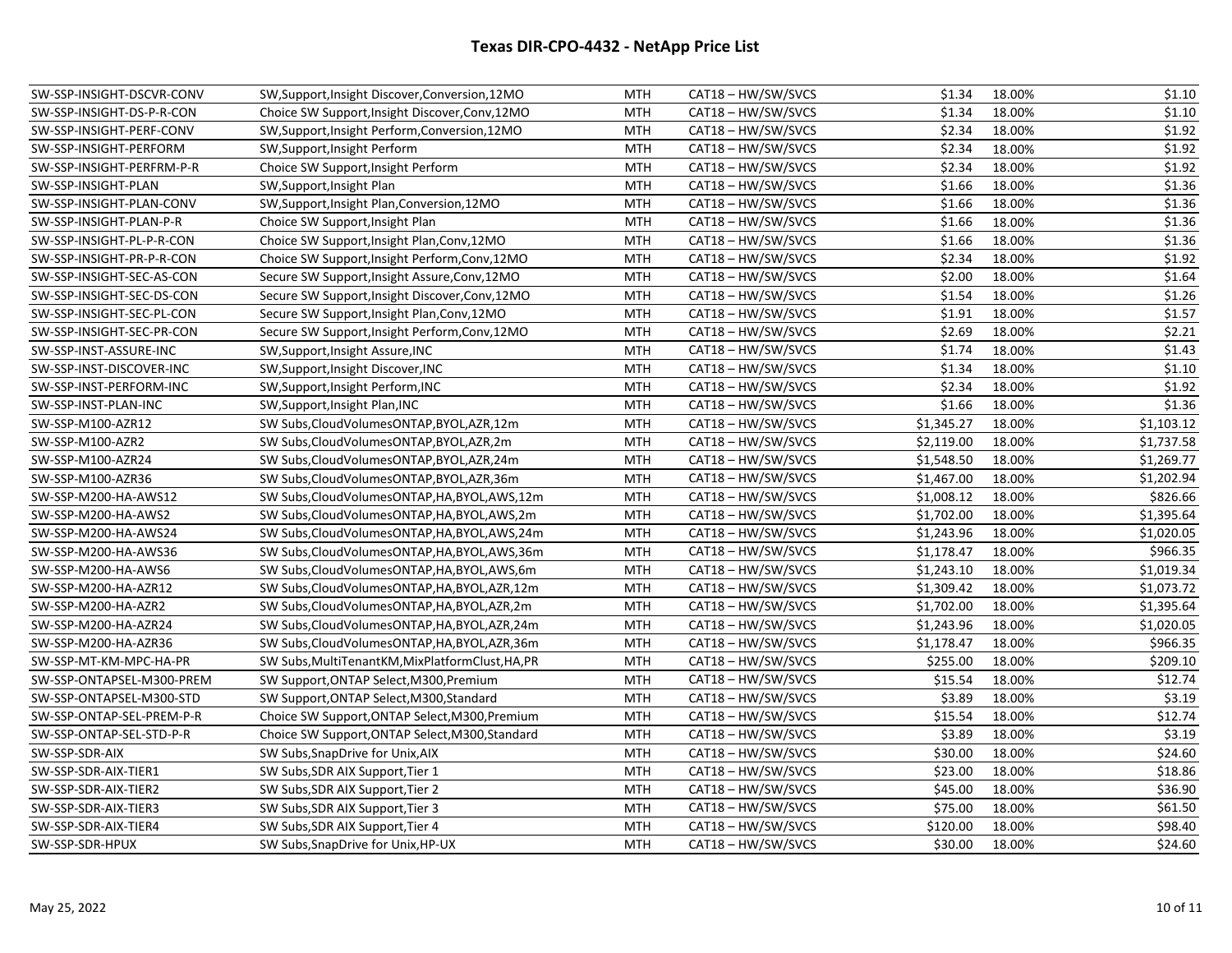# Texas DIR-CPO-4432 - NetApp Price List

| | | | | | | |
|---|---|---|---|---|---|---|
| SW-SSP-INSIGHT-DSCVR-CONV | SW,Support,Insight Discover,Conversion,12MO | MTH | CAT18 – HW/SW/SVCS | $1.34 | 18.00% | $1.10 |
| SW-SSP-INSIGHT-DS-P-R-CON | Choice SW Support,Insight Discover,Conv,12MO | MTH | CAT18 – HW/SW/SVCS | $1.34 | 18.00% | $1.10 |
| SW-SSP-INSIGHT-PERF-CONV | SW,Support,Insight Perform,Conversion,12MO | MTH | CAT18 – HW/SW/SVCS | $2.34 | 18.00% | $1.92 |
| SW-SSP-INSIGHT-PERFORM | SW,Support,Insight Perform | MTH | CAT18 – HW/SW/SVCS | $2.34 | 18.00% | $1.92 |
| SW-SSP-INSIGHT-PERFRM-P-R | Choice SW Support,Insight Perform | MTH | CAT18 – HW/SW/SVCS | $2.34 | 18.00% | $1.92 |
| SW-SSP-INSIGHT-PLAN | SW,Support,Insight Plan | MTH | CAT18 – HW/SW/SVCS | $1.66 | 18.00% | $1.36 |
| SW-SSP-INSIGHT-PLAN-CONV | SW,Support,Insight Plan,Conversion,12MO | MTH | CAT18 – HW/SW/SVCS | $1.66 | 18.00% | $1.36 |
| SW-SSP-INSIGHT-PLAN-P-R | Choice SW Support,Insight Plan | MTH | CAT18 – HW/SW/SVCS | $1.66 | 18.00% | $1.36 |
| SW-SSP-INSIGHT-PL-P-R-CON | Choice SW Support,Insight Plan,Conv,12MO | MTH | CAT18 – HW/SW/SVCS | $1.66 | 18.00% | $1.36 |
| SW-SSP-INSIGHT-PR-P-R-CON | Choice SW Support,Insight Perform,Conv,12MO | MTH | CAT18 – HW/SW/SVCS | $2.34 | 18.00% | $1.92 |
| SW-SSP-INSIGHT-SEC-AS-CON | Secure SW Support,Insight Assure,Conv,12MO | MTH | CAT18 – HW/SW/SVCS | $2.00 | 18.00% | $1.64 |
| SW-SSP-INSIGHT-SEC-DS-CON | Secure SW Support,Insight Discover,Conv,12MO | MTH | CAT18 – HW/SW/SVCS | $1.54 | 18.00% | $1.26 |
| SW-SSP-INSIGHT-SEC-PL-CON | Secure SW Support,Insight Plan,Conv,12MO | MTH | CAT18 – HW/SW/SVCS | $1.91 | 18.00% | $1.57 |
| SW-SSP-INSIGHT-SEC-PR-CON | Secure SW Support,Insight Perform,Conv,12MO | MTH | CAT18 – HW/SW/SVCS | $2.69 | 18.00% | $2.21 |
| SW-SSP-INST-ASSURE-INC | SW,Support,Insight Assure,INC | MTH | CAT18 – HW/SW/SVCS | $1.74 | 18.00% | $1.43 |
| SW-SSP-INST-DISCOVER-INC | SW,Support,Insight Discover,INC | MTH | CAT18 – HW/SW/SVCS | $1.34 | 18.00% | $1.10 |
| SW-SSP-INST-PERFORM-INC | SW,Support,Insight Perform,INC | MTH | CAT18 – HW/SW/SVCS | $2.34 | 18.00% | $1.92 |
| SW-SSP-INST-PLAN-INC | SW,Support,Insight Plan,INC | MTH | CAT18 – HW/SW/SVCS | $1.66 | 18.00% | $1.36 |
| SW-SSP-M100-AZR12 | SW Subs,CloudVolumesONTAP,BYOL,AZR,12m | MTH | CAT18 – HW/SW/SVCS | $1,345.27 | 18.00% | $1,103.12 |
| SW-SSP-M100-AZR2 | SW Subs,CloudVolumesONTAP,BYOL,AZR,2m | MTH | CAT18 – HW/SW/SVCS | $2,119.00 | 18.00% | $1,737.58 |
| SW-SSP-M100-AZR24 | SW Subs,CloudVolumesONTAP,BYOL,AZR,24m | MTH | CAT18 – HW/SW/SVCS | $1,548.50 | 18.00% | $1,269.77 |
| SW-SSP-M100-AZR36 | SW Subs,CloudVolumesONTAP,BYOL,AZR,36m | MTH | CAT18 – HW/SW/SVCS | $1,467.00 | 18.00% | $1,202.94 |
| SW-SSP-M200-HA-AWS12 | SW Subs,CloudVolumesONTAP,HA,BYOL,AWS,12m | MTH | CAT18 – HW/SW/SVCS | $1,008.12 | 18.00% | $826.66 |
| SW-SSP-M200-HA-AWS2 | SW Subs,CloudVolumesONTAP,HA,BYOL,AWS,2m | MTH | CAT18 – HW/SW/SVCS | $1,702.00 | 18.00% | $1,395.64 |
| SW-SSP-M200-HA-AWS24 | SW Subs,CloudVolumesONTAP,HA,BYOL,AWS,24m | MTH | CAT18 – HW/SW/SVCS | $1,243.96 | 18.00% | $1,020.05 |
| SW-SSP-M200-HA-AWS36 | SW Subs,CloudVolumesONTAP,HA,BYOL,AWS,36m | MTH | CAT18 – HW/SW/SVCS | $1,178.47 | 18.00% | $966.35 |
| SW-SSP-M200-HA-AWS6 | SW Subs,CloudVolumesONTAP,HA,BYOL,AWS,6m | MTH | CAT18 – HW/SW/SVCS | $1,243.10 | 18.00% | $1,019.34 |
| SW-SSP-M200-HA-AZR12 | SW Subs,CloudVolumesONTAP,HA,BYOL,AZR,12m | MTH | CAT18 – HW/SW/SVCS | $1,309.42 | 18.00% | $1,073.72 |
| SW-SSP-M200-HA-AZR2 | SW Subs,CloudVolumesONTAP,HA,BYOL,AZR,2m | MTH | CAT18 – HW/SW/SVCS | $1,702.00 | 18.00% | $1,395.64 |
| SW-SSP-M200-HA-AZR24 | SW Subs,CloudVolumesONTAP,HA,BYOL,AZR,24m | MTH | CAT18 – HW/SW/SVCS | $1,243.96 | 18.00% | $1,020.05 |
| SW-SSP-M200-HA-AZR36 | SW Subs,CloudVolumesONTAP,HA,BYOL,AZR,36m | MTH | CAT18 – HW/SW/SVCS | $1,178.47 | 18.00% | $966.35 |
| SW-SSP-MT-KM-MPC-HA-PR | SW Subs,MultiTenantKM,MixPlatformClust,HA,PR | MTH | CAT18 – HW/SW/SVCS | $255.00 | 18.00% | $209.10 |
| SW-SSP-ONTAPSEL-M300-PREM | SW Support,ONTAP Select,M300,Premium | MTH | CAT18 – HW/SW/SVCS | $15.54 | 18.00% | $12.74 |
| SW-SSP-ONTAPSEL-M300-STD | SW Support,ONTAP Select,M300,Standard | MTH | CAT18 – HW/SW/SVCS | $3.89 | 18.00% | $3.19 |
| SW-SSP-ONTAP-SEL-PREM-P-R | Choice SW Support,ONTAP Select,M300,Premium | MTH | CAT18 – HW/SW/SVCS | $15.54 | 18.00% | $12.74 |
| SW-SSP-ONTAP-SEL-STD-P-R | Choice SW Support,ONTAP Select,M300,Standard | MTH | CAT18 – HW/SW/SVCS | $3.89 | 18.00% | $3.19 |
| SW-SSP-SDR-AIX | SW Subs,SnapDrive for Unix,AIX | MTH | CAT18 – HW/SW/SVCS | $30.00 | 18.00% | $24.60 |
| SW-SSP-SDR-AIX-TIER1 | SW Subs,SDR AIX Support,Tier 1 | MTH | CAT18 – HW/SW/SVCS | $23.00 | 18.00% | $18.86 |
| SW-SSP-SDR-AIX-TIER2 | SW Subs,SDR AIX Support,Tier 2 | MTH | CAT18 – HW/SW/SVCS | $45.00 | 18.00% | $36.90 |
| SW-SSP-SDR-AIX-TIER3 | SW Subs,SDR AIX Support,Tier 3 | MTH | CAT18 – HW/SW/SVCS | $75.00 | 18.00% | $61.50 |
| SW-SSP-SDR-AIX-TIER4 | SW Subs,SDR AIX Support,Tier 4 | MTH | CAT18 – HW/SW/SVCS | $120.00 | 18.00% | $98.40 |
| SW-SSP-SDR-HPUX | SW Subs,SnapDrive for Unix,HP-UX | MTH | CAT18 – HW/SW/SVCS | $30.00 | 18.00% | $24.60 |

May 25, 2022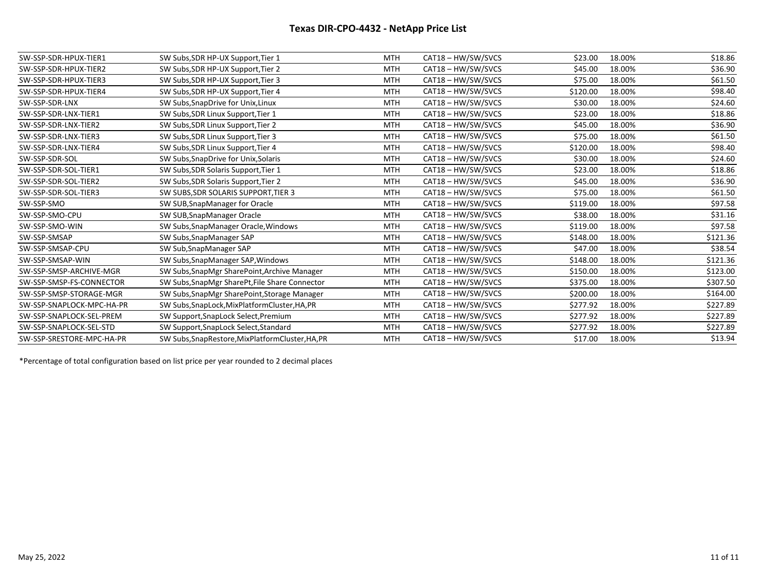# Texas DIR-CPO-4432 - NetApp Price List

| | | | | | | |
|---|---|---|---|---|---|---|
| SW-SSP-SDR-HPUX-TIER1 | SW Subs,SDR HP-UX Support,Tier 1 | MTH | CAT18 – HW/SW/SVCS | $23.00 | 18.00% | $18.86 |
| SW-SSP-SDR-HPUX-TIER2 | SW Subs,SDR HP-UX Support,Tier 2 | MTH | CAT18 – HW/SW/SVCS | $45.00 | 18.00% | $36.90 |
| SW-SSP-SDR-HPUX-TIER3 | SW Subs,SDR HP-UX Support,Tier 3 | MTH | CAT18 – HW/SW/SVCS | $75.00 | 18.00% | $61.50 |
| SW-SSP-SDR-HPUX-TIER4 | SW Subs,SDR HP-UX Support,Tier 4 | MTH | CAT18 – HW/SW/SVCS | $120.00 | 18.00% | $98.40 |
| SW-SSP-SDR-LNX | SW Subs,SnapDrive for Unix,Linux | MTH | CAT18 – HW/SW/SVCS | $30.00 | 18.00% | $24.60 |
| SW-SSP-SDR-LNX-TIER1 | SW Subs,SDR Linux Support,Tier 1 | MTH | CAT18 – HW/SW/SVCS | $23.00 | 18.00% | $18.86 |
| SW-SSP-SDR-LNX-TIER2 | SW Subs,SDR Linux Support,Tier 2 | MTH | CAT18 – HW/SW/SVCS | $45.00 | 18.00% | $36.90 |
| SW-SSP-SDR-LNX-TIER3 | SW Subs,SDR Linux Support,Tier 3 | MTH | CAT18 – HW/SW/SVCS | $75.00 | 18.00% | $61.50 |
| SW-SSP-SDR-LNX-TIER4 | SW Subs,SDR Linux Support,Tier 4 | MTH | CAT18 – HW/SW/SVCS | $120.00 | 18.00% | $98.40 |
| SW-SSP-SDR-SOL | SW Subs,SnapDrive for Unix,Solaris | MTH | CAT18 – HW/SW/SVCS | $30.00 | 18.00% | $24.60 |
| SW-SSP-SDR-SOL-TIER1 | SW Subs,SDR Solaris Support,Tier 1 | MTH | CAT18 – HW/SW/SVCS | $23.00 | 18.00% | $18.86 |
| SW-SSP-SDR-SOL-TIER2 | SW Subs,SDR Solaris Support,Tier 2 | MTH | CAT18 – HW/SW/SVCS | $45.00 | 18.00% | $36.90 |
| SW-SSP-SDR-SOL-TIER3 | SW SUBS,SDR SOLARIS SUPPORT,TIER 3 | MTH | CAT18 – HW/SW/SVCS | $75.00 | 18.00% | $61.50 |
| SW-SSP-SMO | SW SUB,SnapManager for Oracle | MTH | CAT18 – HW/SW/SVCS | $119.00 | 18.00% | $97.58 |
| SW-SSP-SMO-CPU | SW SUB,SnapManager Oracle | MTH | CAT18 – HW/SW/SVCS | $38.00 | 18.00% | $31.16 |
| SW-SSP-SMO-WIN | SW Subs,SnapManager Oracle,Windows | MTH | CAT18 – HW/SW/SVCS | $119.00 | 18.00% | $97.58 |
| SW-SSP-SMSAP | SW Subs,SnapManager SAP | MTH | CAT18 – HW/SW/SVCS | $148.00 | 18.00% | $121.36 |
| SW-SSP-SMSAP-CPU | SW Sub,SnapManager SAP | MTH | CAT18 – HW/SW/SVCS | $47.00 | 18.00% | $38.54 |
| SW-SSP-SMSAP-WIN | SW Subs,SnapManager SAP,Windows | MTH | CAT18 – HW/SW/SVCS | $148.00 | 18.00% | $121.36 |
| SW-SSP-SMSP-ARCHIVE-MGR | SW Subs,SnapMgr SharePoint,Archive Manager | MTH | CAT18 – HW/SW/SVCS | $150.00 | 18.00% | $123.00 |
| SW-SSP-SMSP-FS-CONNECTOR | SW Subs,SnapMgr SharePt,File Share Connector | MTH | CAT18 – HW/SW/SVCS | $375.00 | 18.00% | $307.50 |
| SW-SSP-SMSP-STORAGE-MGR | SW Subs,SnapMgr SharePoint,Storage Manager | MTH | CAT18 – HW/SW/SVCS | $200.00 | 18.00% | $164.00 |
| SW-SSP-SNAPLOCK-MPC-HA-PR | SW Subs,SnapLock,MixPlatformCluster,HA,PR | MTH | CAT18 – HW/SW/SVCS | $277.92 | 18.00% | $227.89 |
| SW-SSP-SNAPLOCK-SEL-PREM | SW Support,SnapLock Select,Premium | MTH | CAT18 – HW/SW/SVCS | $277.92 | 18.00% | $227.89 |
| SW-SSP-SNAPLOCK-SEL-STD | SW Support,SnapLock Select,Standard | MTH | CAT18 – HW/SW/SVCS | $277.92 | 18.00% | $227.89 |
| SW-SSP-SRESTORE-MPC-HA-PR | SW Subs,SnapRestore,MixPlatformCluster,HA,PR | MTH | CAT18 – HW/SW/SVCS | $17.00 | 18.00% | $13.94 |

*Percentage of total configuration based on list price per year rounded to 2 decimal places

May 25, 2022